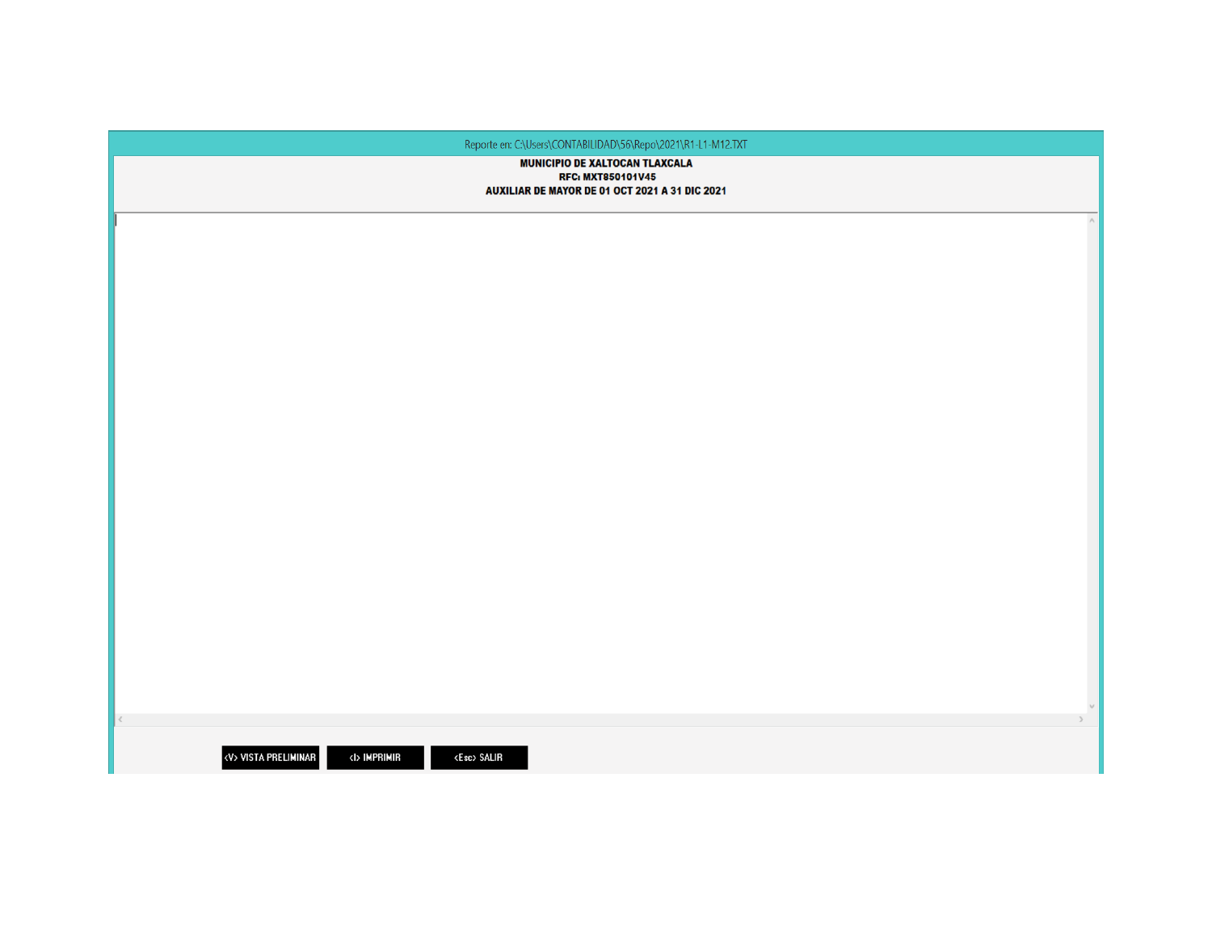Reporte en: C:\Users\CONTABILIDAD\56\Repo\2021\R1-L1-M12.TXT

**MUNICIPIO DE XALTOCAN TLAXCALA**

**RFC: MXT850101V45**

**AUXILIAR DE MAYOR DE 01 OCT 2021 A 31 DIC 2021**

<V> VISTA PRELIMINAR

<I> IMPRIMIR

<Esc> SALIR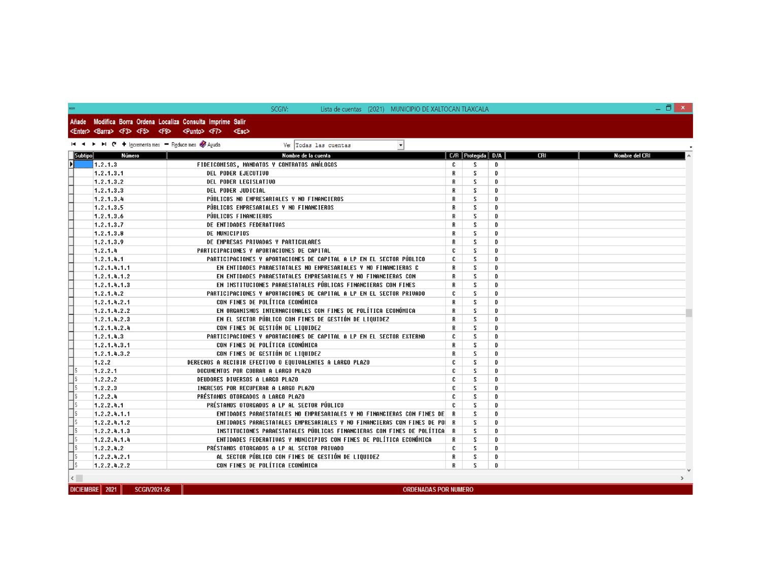SCGIV: Lista de cuentas (2021) MUNICIPIO DE XALTOCAN TLAXCALA

Añade Modifica Borra Ordena Localiza Consulta Imprime Salir
<Enter> <Barra> <F3> <F5> <F9> <Punto> <F7> <Esc>

Incrementa mes — Reduce mes Ayuda Ver Todas las cuentas

| Subtipo | Número | Nombre de la cuenta | C/R | Protegida | D/A | CRI | Nombre del CRI |
|---|---|---|---|---|---|---|---|
| | 1.2.1.3 | FIDEICOMISOS, MANDATOS Y CONTRATOS ANÁLOGOS | C | S | D | | |
| | 1.2.1.3.1 | DEL PODER EJECUTIVO | R | S | D | | |
| | 1.2.1.3.2 | DEL PODER LEGISLATIVO | R | S | D | | |
| | 1.2.1.3.3 | DEL PODER JUDICIAL | R | S | D | | |
| | 1.2.1.3.4 | PÚBLICOS NO EMPRESARIALES Y NO FINANCIEROS | R | S | D | | |
| | 1.2.1.3.5 | PÚBLICOS EMPRESARIALES Y NO FINANCIEROS | R | S | D | | |
| | 1.2.1.3.6 | PÚBLICOS FINANCIEROS | R | S | D | | |
| | 1.2.1.3.7 | DE ENTIDADES FEDERATIVAS | R | S | D | | |
| | 1.2.1.3.8 | DE MUNICIPIOS | R | S | D | | |
| | 1.2.1.3.9 | DE EMPRESAS PRIVADAS Y PARTICULARES | R | S | D | | |
| | 1.2.1.4 | PARTICIPACIONES Y APORTACIONES DE CAPITAL | C | S | D | | |
| | 1.2.1.4.1 | PARTICIPACIONES Y APORTACIONES DE CAPITAL A LP EN EL SECTOR PÚBLICO | C | S | D | | |
| | 1.2.1.4.1.1 | EN ENTIDADES PARAESTATALES NO EMPRESARIALES Y NO FINANCIERAS C | R | S | D | | |
| | 1.2.1.4.1.2 | EN ENTIDADES PARAESTATALES EMPRESARIALES Y NO FINANCIERAS CON | R | S | D | | |
| | 1.2.1.4.1.3 | EN INSTITUCIONES PARAESTATALES PÚBLICAS FINANCIERAS CON FINES | R | S | D | | |
| | 1.2.1.4.2 | PARTICIPACIONES Y APORTACIONES DE CAPITAL A LP EN EL SECTOR PRIVADO | C | S | D | | |
| | 1.2.1.4.2.1 | CON FINES DE POLÍTICA ECONÓMICA | R | S | D | | |
| | 1.2.1.4.2.2 | EN ORGANISMOS INTERNACIONALES CON FINES DE POLÍTICA ECONÓMICA | R | S | D | | |
| | 1.2.1.4.2.3 | EN EL SECTOR PÚBLICO CON FINES DE GESTIÓN DE LIQUIDEZ | R | S | D | | |
| | 1.2.1.4.2.4 | CON FINES DE GESTIÓN DE LIQUIDEZ | R | S | D | | |
| | 1.2.1.4.3 | PARTICIPACIONES Y APORTACIONES DE CAPITAL A LP EN EL SECTOR EXTERNO | C | S | D | | |
| | 1.2.1.4.3.1 | CON FINES DE POLÍTICA ECONÓMICA | R | S | D | | |
| | 1.2.1.4.3.2 | CON FINES DE GESTIÓN DE LIQUIDEZ | R | S | D | | |
| | 1.2.2 | DERECHOS A RECIBIR EFECTIVO O EQUIVALENTES A LARGO PLAZO | C | S | D | | |
| S | 1.2.2.1 | DOCUMENTOS POR COBRAR A LARGO PLAZO | C | S | D | | |
| S | 1.2.2.2 | DEUDORES DIVERSOS A LARGO PLAZO | C | S | D | | |
| S | 1.2.2.3 | INGRESOS POR RECUPERAR A LARGO PLAZO | C | S | D | | |
| S | 1.2.2.4 | PRÉSTAMOS OTORGADOS A LARGO PLAZO | C | S | D | | |
| S | 1.2.2.4.1 | PRÉSTAMOS OTORGADOS A LP AL SECTOR PÚBLICO | C | S | D | | |
| S | 1.2.2.4.1.1 | ENTIDADES PARAESTATALES NO EMPRESARIALES Y NO FINANCIERAS CON FINES DE | R | S | D | | |
| S | 1.2.2.4.1.2 | ENTIDADES PARAESTATALES EMPRESARIALES Y NO FINANCIERAS CON FINES DE POI | R | S | D | | |
| S | 1.2.2.4.1.3 | INSTITUCIONES PARAESTATALES PÚBLICAS FINANCIERAS CON FINES DE POLÍTICA | R | S | D | | |
| S | 1.2.2.4.1.4 | ENTIDADES FEDERATIVAS Y MUNICIPIOS CON FINES DE POLÍTICA ECONÓMICA | R | S | D | | |
| S | 1.2.2.4.2 | PRÉSTAMOS OTORGADOS A LP AL SECTOR PRIVADO | C | S | D | | |
| S | 1.2.2.4.2.1 | AL SECTOR PÚBLICO CON FINES DE GESTIÓN DE LIQUIDEZ | R | S | D | | |
| S | 1.2.2.4.2.2 | CON FINES DE POLÍTICA ECONÓMICA | R | S | D | | |

DICIEMBRE | 2021 | SCGIV2021-56 | ORDENADAS POR NUMERO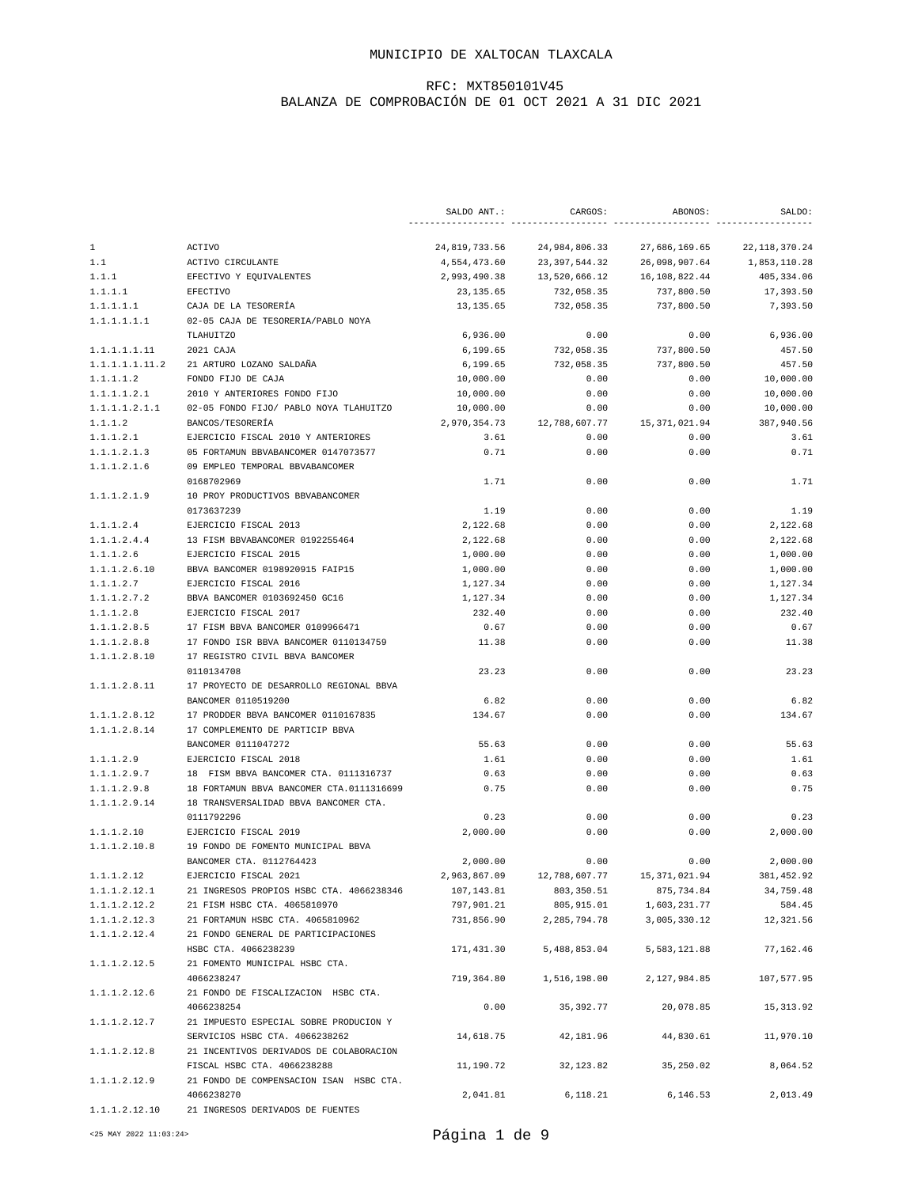MUNICIPIO DE XALTOCAN TLAXCALA

RFC: MXT850101V45

BALANZA DE COMPROBACIÓN DE 01 OCT 2021 A 31 DIC 2021

| | | SALDO ANT.: | CARGOS: | ABONOS: | SALDO: |
|---|---|---|---|---|---|
| 1 | ACTIVO | 24,819,733.56 | 24,984,806.33 | 27,686,169.65 | 22,118,370.24 |
| 1.1 | ACTIVO CIRCULANTE | 4,554,473.60 | 23,397,544.32 | 26,098,907.64 | 1,853,110.28 |
| 1.1.1 | EFECTIVO Y EQUIVALENTES | 2,993,490.38 | 13,520,666.12 | 16,108,822.44 | 405,334.06 |
| 1.1.1.1 | EFECTIVO | 23,135.65 | 732,058.35 | 737,800.50 | 17,393.50 |
| 1.1.1.1.1 | CAJA DE LA TESORERÍA | 13,135.65 | 732,058.35 | 737,800.50 | 7,393.50 |
| 1.1.1.1.1.1 | 02-05 CAJA DE TESORERIA/PABLO NOYA TLAHUITZO | 6,936.00 | 0.00 | 0.00 | 6,936.00 |
| 1.1.1.1.1.11 | 2021 CAJA | 6,199.65 | 732,058.35 | 737,800.50 | 457.50 |
| 1.1.1.1.1.11.2 | 21 ARTURO LOZANO SALDAÑA | 6,199.65 | 732,058.35 | 737,800.50 | 457.50 |
| 1.1.1.1.2 | FONDO FIJO DE CAJA | 10,000.00 | 0.00 | 0.00 | 10,000.00 |
| 1.1.1.1.2.1 | 2010 Y ANTERIORES FONDO FIJO | 10,000.00 | 0.00 | 0.00 | 10,000.00 |
| 1.1.1.1.2.1.1 | 02-05 FONDO FIJO/ PABLO NOYA TLAHUITZO | 10,000.00 | 0.00 | 0.00 | 10,000.00 |
| 1.1.1.2 | BANCOS/TESORERÍA | 2,970,354.73 | 12,788,607.77 | 15,371,021.94 | 387,940.56 |
| 1.1.1.2.1 | EJERCICIO FISCAL 2010 Y ANTERIORES | 3.61 | 0.00 | 0.00 | 3.61 |
| 1.1.1.2.1.3 | 05 FORTAMUN BBVABANCOMER 0147073577 | 0.71 | 0.00 | 0.00 | 0.71 |
| 1.1.1.2.1.6 | 09 EMPLEO TEMPORAL BBVABANCOMER 0168702969 | 1.71 | 0.00 | 0.00 | 1.71 |
| 1.1.1.2.1.9 | 10 PROY PRODUCTIVOS BBVABANCOMER 0173637239 | 1.19 | 0.00 | 0.00 | 1.19 |
| 1.1.1.2.4 | EJERCICIO FISCAL 2013 | 2,122.68 | 0.00 | 0.00 | 2,122.68 |
| 1.1.1.2.4.4 | 13 FISM BBVABANCOMER 0192255464 | 2,122.68 | 0.00 | 0.00 | 2,122.68 |
| 1.1.1.2.6 | EJERCICIO FISCAL 2015 | 1,000.00 | 0.00 | 0.00 | 1,000.00 |
| 1.1.1.2.6.10 | BBVA BANCOMER 0198920915 FAIP15 | 1,000.00 | 0.00 | 0.00 | 1,000.00 |
| 1.1.1.2.7 | EJERCICIO FISCAL 2016 | 1,127.34 | 0.00 | 0.00 | 1,127.34 |
| 1.1.1.2.7.2 | BBVA BANCOMER 0103692450 GC16 | 1,127.34 | 0.00 | 0.00 | 1,127.34 |
| 1.1.1.2.8 | EJERCICIO FISCAL 2017 | 232.40 | 0.00 | 0.00 | 232.40 |
| 1.1.1.2.8.5 | 17 FISM BBVA BANCOMER 0109966471 | 0.67 | 0.00 | 0.00 | 0.67 |
| 1.1.1.2.8.8 | 17 FONDO ISR BBVA BANCOMER 0110134759 | 11.38 | 0.00 | 0.00 | 11.38 |
| 1.1.1.2.8.10 | 17 REGISTRO CIVIL BBVA BANCOMER 0110134708 | 23.23 | 0.00 | 0.00 | 23.23 |
| 1.1.1.2.8.11 | 17 PROYECTO DE DESARROLLO REGIONAL BBVA BANCOMER 0110519200 | 6.82 | 0.00 | 0.00 | 6.82 |
| 1.1.1.2.8.12 | 17 PRODDER BBVA BANCOMER 0110167835 | 134.67 | 0.00 | 0.00 | 134.67 |
| 1.1.1.2.8.14 | 17 COMPLEMENTO DE PARTICIP BBVA BANCOMER 0111047272 | 55.63 | 0.00 | 0.00 | 55.63 |
| 1.1.1.2.9 | EJERCICIO FISCAL 2018 | 1.61 | 0.00 | 0.00 | 1.61 |
| 1.1.1.2.9.7 | 18 FISM BBVA BANCOMER CTA. 0111316737 | 0.63 | 0.00 | 0.00 | 0.63 |
| 1.1.1.2.9.8 | 18 FORTAMUN BBVA BANCOMER CTA.0111316699 | 0.75 | 0.00 | 0.00 | 0.75 |
| 1.1.1.2.9.14 | 18 TRANSVERSALIDAD BBVA BANCOMER CTA. 0111792296 | 0.23 | 0.00 | 0.00 | 0.23 |
| 1.1.1.2.10 | EJERCICIO FISCAL 2019 | 2,000.00 | 0.00 | 0.00 | 2,000.00 |
| 1.1.1.2.10.8 | 19 FONDO DE FOMENTO MUNICIPAL BBVA BANCOMER CTA. 0112764423 | 2,000.00 | 0.00 | 0.00 | 2,000.00 |
| 1.1.1.2.12 | EJERCICIO FISCAL 2021 | 2,963,867.09 | 12,788,607.77 | 15,371,021.94 | 381,452.92 |
| 1.1.1.2.12.1 | 21 INGRESOS PROPIOS HSBC CTA. 4066238346 | 107,143.81 | 803,350.51 | 875,734.84 | 34,759.48 |
| 1.1.1.2.12.2 | 21 FISM HSBC CTA. 4065810970 | 797,901.21 | 805,915.01 | 1,603,231.77 | 584.45 |
| 1.1.1.2.12.3 | 21 FORTAMUN HSBC CTA. 4065810962 | 731,856.90 | 2,285,794.78 | 3,005,330.12 | 12,321.56 |
| 1.1.1.2.12.4 | 21 FONDO GENERAL DE PARTICIPACIONES HSBC CTA. 4066238239 | 171,431.30 | 5,488,853.04 | 5,583,121.88 | 77,162.46 |
| 1.1.1.2.12.5 | 21 FOMENTO MUNICIPAL HSBC CTA. 4066238247 | 719,364.80 | 1,516,198.00 | 2,127,984.85 | 107,577.95 |
| 1.1.1.2.12.6 | 21 FONDO DE FISCALIZACION HSBC CTA. 4066238254 | 0.00 | 35,392.77 | 20,078.85 | 15,313.92 |
| 1.1.1.2.12.7 | 21 IMPUESTO ESPECIAL SOBRE PRODUCION Y SERVICIOS HSBC CTA. 4066238262 | 14,618.75 | 42,181.96 | 44,830.61 | 11,970.10 |
| 1.1.1.2.12.8 | 21 INCENTIVOS DERIVADOS DE COLABORACION FISCAL HSBC CTA. 4066238288 | 11,190.72 | 32,123.82 | 35,250.02 | 8,064.52 |
| 1.1.1.2.12.9 | 21 FONDO DE COMPENSACION ISAN HSBC CTA. 4066238270 | 2,041.81 | 6,118.21 | 6,146.53 | 2,013.49 |
| 1.1.1.2.12.10 | 21 INGRESOS DERIVADOS DE FUENTES | | | | |

<25 MAY 2022 11:03:24>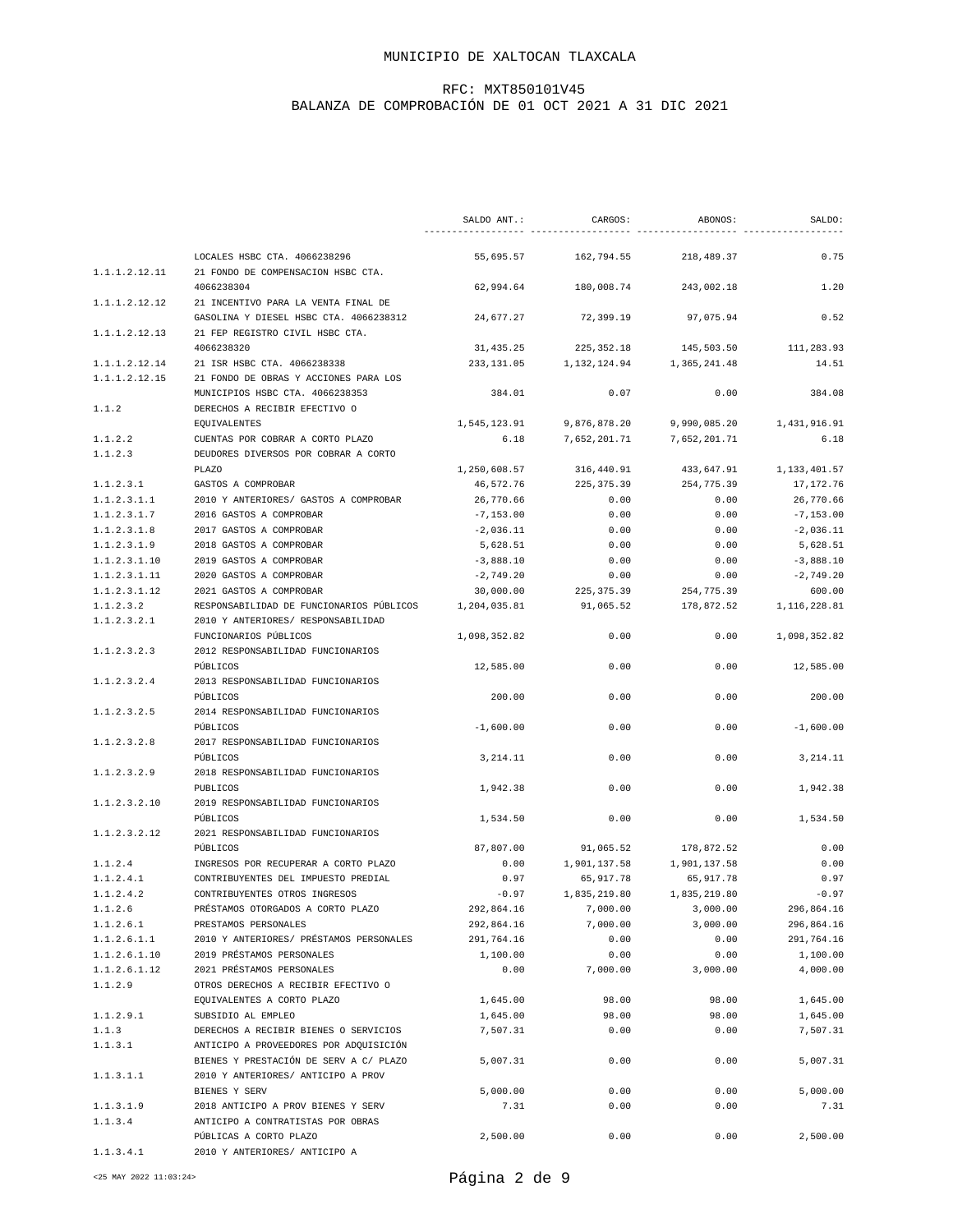# MUNICIPIO DE XALTOCAN TLAXCALA

## RFC: MXT850101V45
## BALANZA DE COMPROBACIÓN DE 01 OCT 2021 A 31 DIC 2021

| | | SALDO ANT.: | CARGOS: | ABONOS: | SALDO: |
|---|---|---|---|---|---|
| | LOCALES HSBC CTA. 4066238296 | 55,695.57 | 162,794.55 | 218,489.37 | 0.75 |
| 1.1.1.2.12.11 | 21 FONDO DE COMPENSACION HSBC CTA. 4066238304 | 62,994.64 | 180,008.74 | 243,002.18 | 1.20 |
| 1.1.1.2.12.12 | 21 INCENTIVO PARA LA VENTA FINAL DE GASOLINA Y DIESEL HSBC CTA. 4066238312 | 24,677.27 | 72,399.19 | 97,075.94 | 0.52 |
| 1.1.1.2.12.13 | 21 FEP REGISTRO CIVIL HSBC CTA. 4066238320 | 31,435.25 | 225,352.18 | 145,503.50 | 111,283.93 |
| 1.1.1.2.12.14 | 21 ISR HSBC CTA. 4066238338 | 233,131.05 | 1,132,124.94 | 1,365,241.48 | 14.51 |
| 1.1.1.2.12.15 | 21 FONDO DE OBRAS Y ACCIONES PARA LOS MUNICIPIOS HSBC CTA. 4066238353 | 384.01 | 0.07 | 0.00 | 384.08 |
| 1.1.2 | DERECHOS A RECIBIR EFECTIVO O EQUIVALENTES | 1,545,123.91 | 9,876,878.20 | 9,990,085.20 | 1,431,916.91 |
| 1.1.2.2 | CUENTAS POR COBRAR A CORTO PLAZO | 6.18 | 7,652,201.71 | 7,652,201.71 | 6.18 |
| 1.1.2.3 | DEUDORES DIVERSOS POR COBRAR A CORTO PLAZO | 1,250,608.57 | 316,440.91 | 433,647.91 | 1,133,401.57 |
| 1.1.2.3.1 | GASTOS A COMPROBAR | 46,572.76 | 225,375.39 | 254,775.39 | 17,172.76 |
| 1.1.2.3.1.1 | 2010 Y ANTERIORES/ GASTOS A COMPROBAR | 26,770.66 | 0.00 | 0.00 | 26,770.66 |
| 1.1.2.3.1.7 | 2016 GASTOS A COMPROBAR | -7,153.00 | 0.00 | 0.00 | -7,153.00 |
| 1.1.2.3.1.8 | 2017 GASTOS A COMPROBAR | -2,036.11 | 0.00 | 0.00 | -2,036.11 |
| 1.1.2.3.1.9 | 2018 GASTOS A COMPROBAR | 5,628.51 | 0.00 | 0.00 | 5,628.51 |
| 1.1.2.3.1.10 | 2019 GASTOS A COMPROBAR | -3,888.10 | 0.00 | 0.00 | -3,888.10 |
| 1.1.2.3.1.11 | 2020 GASTOS A COMPROBAR | -2,749.20 | 0.00 | 0.00 | -2,749.20 |
| 1.1.2.3.1.12 | 2021 GASTOS A COMPROBAR | 30,000.00 | 225,375.39 | 254,775.39 | 600.00 |
| 1.1.2.3.2 | RESPONSABILIDAD DE FUNCIONARIOS PÚBLICOS | 1,204,035.81 | 91,065.52 | 178,872.52 | 1,116,228.81 |
| 1.1.2.3.2.1 | 2010 Y ANTERIORES/ RESPONSABILIDAD FUNCIONARIOS PÚBLICOS | 1,098,352.82 | 0.00 | 0.00 | 1,098,352.82 |
| 1.1.2.3.2.3 | 2012 RESPONSABILIDAD FUNCIONARIOS PÚBLICOS | 12,585.00 | 0.00 | 0.00 | 12,585.00 |
| 1.1.2.3.2.4 | 2013 RESPONSABILIDAD FUNCIONARIOS PÚBLICOS | 200.00 | 0.00 | 0.00 | 200.00 |
| 1.1.2.3.2.5 | 2014 RESPONSABILIDAD FUNCIONARIOS PÚBLICOS | -1,600.00 | 0.00 | 0.00 | -1,600.00 |
| 1.1.2.3.2.8 | 2017 RESPONSABILIDAD FUNCIONARIOS PÚBLICOS | 3,214.11 | 0.00 | 0.00 | 3,214.11 |
| 1.1.2.3.2.9 | 2018 RESPONSABILIDAD FUNCIONARIOS PUBLICOS | 1,942.38 | 0.00 | 0.00 | 1,942.38 |
| 1.1.2.3.2.10 | 2019 RESPONSABILIDAD FUNCIONARIOS PÚBLICOS | 1,534.50 | 0.00 | 0.00 | 1,534.50 |
| 1.1.2.3.2.12 | 2021 RESPONSABILIDAD FUNCIONARIOS PÚBLICOS | 87,807.00 | 91,065.52 | 178,872.52 | 0.00 |
| 1.1.2.4 | INGRESOS POR RECUPERAR A CORTO PLAZO | 0.00 | 1,901,137.58 | 1,901,137.58 | 0.00 |
| 1.1.2.4.1 | CONTRIBUYENTES DEL IMPUESTO PREDIAL | 0.97 | 65,917.78 | 65,917.78 | 0.97 |
| 1.1.2.4.2 | CONTRIBUYENTES OTROS INGRESOS | -0.97 | 1,835,219.80 | 1,835,219.80 | -0.97 |
| 1.1.2.6 | PRÉSTAMOS OTORGADOS A CORTO PLAZO | 292,864.16 | 7,000.00 | 3,000.00 | 296,864.16 |
| 1.1.2.6.1 | PRESTAMOS PERSONALES | 292,864.16 | 7,000.00 | 3,000.00 | 296,864.16 |
| 1.1.2.6.1.1 | 2010 Y ANTERIORES/ PRÉSTAMOS PERSONALES | 291,764.16 | 0.00 | 0.00 | 291,764.16 |
| 1.1.2.6.1.10 | 2019 PRÉSTAMOS PERSONALES | 1,100.00 | 0.00 | 0.00 | 1,100.00 |
| 1.1.2.6.1.12 | 2021 PRÉSTAMOS PERSONALES | 0.00 | 7,000.00 | 3,000.00 | 4,000.00 |
| 1.1.2.9 | OTROS DERECHOS A RECIBIR EFECTIVO O EQUIVALENTES A CORTO PLAZO | 1,645.00 | 98.00 | 98.00 | 1,645.00 |
| 1.1.2.9.1 | SUBSIDIO AL EMPLEO | 1,645.00 | 98.00 | 98.00 | 1,645.00 |
| 1.1.3 | DERECHOS A RECIBIR BIENES O SERVICIOS | 7,507.31 | 0.00 | 0.00 | 7,507.31 |
| 1.1.3.1 | ANTICIPO A PROVEEDORES POR ADQUISICIÓN BIENES Y PRESTACIÓN DE SERV A C/ PLAZO | 5,007.31 | 0.00 | 0.00 | 5,007.31 |
| 1.1.3.1.1 | 2010 Y ANTERIORES/ ANTICIPO A PROV BIENES Y SERV | 5,000.00 | 0.00 | 0.00 | 5,000.00 |
| 1.1.3.1.9 | 2018 ANTICIPO A PROV BIENES Y SERV | 7.31 | 0.00 | 0.00 | 7.31 |
| 1.1.3.4 | ANTICIPO A CONTRATISTAS POR OBRAS PÚBLICAS A CORTO PLAZO | 2,500.00 | 0.00 | 0.00 | 2,500.00 |
| 1.1.3.4.1 | 2010 Y ANTERIORES/ ANTICIPO A | | | | |

<25 MAY 2022 11:03:24>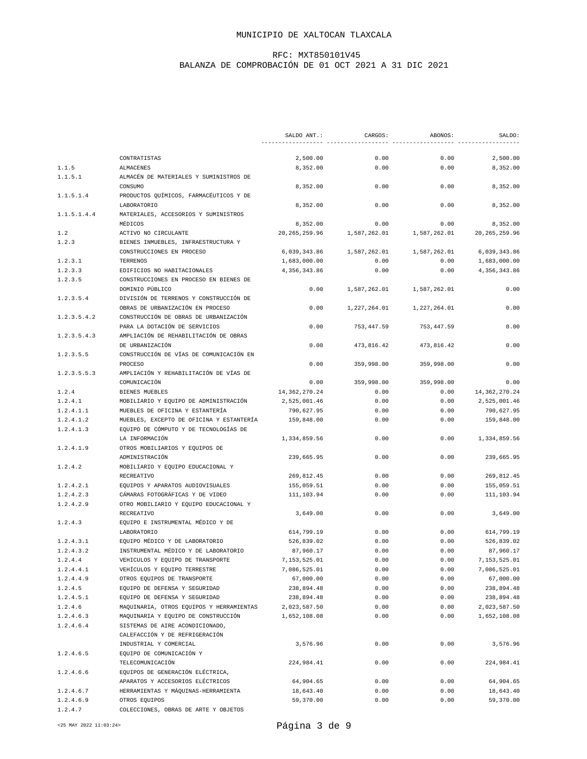# MUNICIPIO DE XALTOCAN TLAXCALA

## RFC: MXT850101V45
## BALANZA DE COMPROBACIÓN DE 01 OCT 2021 A 31 DIC 2021

| | | SALDO ANT.: | CARGOS: | ABONOS: | SALDO: |
|---|---|---|---|---|---|
| | CONTRATISTAS | 2,500.00 | 0.00 | 0.00 | 2,500.00 |
| 1.1.5 | ALMACENES | 8,352.00 | 0.00 | 0.00 | 8,352.00 |
| 1.1.5.1 | ALMACÉN DE MATERIALES Y SUMINISTROS DE CONSUMO | 8,352.00 | 0.00 | 0.00 | 8,352.00 |
| 1.1.5.1.4 | PRODUCTOS QUÍMICOS, FARMACÉUTICOS Y DE LABORATORIO | 8,352.00 | 0.00 | 0.00 | 8,352.00 |
| 1.1.5.1.4.4 | MATERIALES, ACCESORIOS Y SUMINISTROS MÉDICOS | 8,352.00 | 0.00 | 0.00 | 8,352.00 |
| 1.2 | ACTIVO NO CIRCULANTE | 20,265,259.96 | 1,587,262.01 | 1,587,262.01 | 20,265,259.96 |
| 1.2.3 | BIENES INMUEBLES, INFRAESTRUCTURA Y CONSTRUCCIONES EN PROCESO | 6,039,343.86 | 1,587,262.01 | 1,587,262.01 | 6,039,343.86 |
| 1.2.3.1 | TERRENOS | 1,683,000.00 | 0.00 | 0.00 | 1,683,000.00 |
| 1.2.3.3 | EDIFICIOS NO HABITACIONALES | 4,356,343.86 | 0.00 | 0.00 | 4,356,343.86 |
| 1.2.3.5 | CONSTRUCCIONES EN PROCESO EN BIENES DE DOMINIO PÚBLICO | 0.00 | 1,587,262.01 | 1,587,262.01 | 0.00 |
| 1.2.3.5.4 | DIVISIÓN DE TERRENOS Y CONSTRUCCIÓN DE OBRAS DE URBANIZACIÓN EN PROCESO | 0.00 | 1,227,264.01 | 1,227,264.01 | 0.00 |
| 1.2.3.5.4.2 | CONSTRUCCIÓN DE OBRAS DE URBANIZACIÓN PARA LA DOTACIÓN DE SERVICIOS | 0.00 | 753,447.59 | 753,447.59 | 0.00 |
| 1.2.3.5.4.3 | AMPLIACIÓN DE REHABILITACIÓN DE OBRAS DE URBANIZACIÓN | 0.00 | 473,816.42 | 473,816.42 | 0.00 |
| 1.2.3.5.5 | CONSTRUCCIÓN DE VÍAS DE COMUNICACIÓN EN PROCESO | 0.00 | 359,998.00 | 359,998.00 | 0.00 |
| 1.2.3.5.5.3 | AMPLIACIÓN Y REHABILITACIÓN DE VÍAS DE COMUNICACIÓN | 0.00 | 359,998.00 | 359,998.00 | 0.00 |
| 1.2.4 | BIENES MUEBLES | 14,362,270.24 | 0.00 | 0.00 | 14,362,270.24 |
| 1.2.4.1 | MOBILIARIO Y EQUIPO DE ADMINISTRACIÓN | 2,525,001.46 | 0.00 | 0.00 | 2,525,001.46 |
| 1.2.4.1.1 | MUEBLES DE OFICINA Y ESTANTERÍA | 790,627.95 | 0.00 | 0.00 | 790,627.95 |
| 1.2.4.1.2 | MUEBLES, EXCEPTO DE OFICINA Y ESTANTERÍA | 159,848.00 | 0.00 | 0.00 | 159,848.00 |
| 1.2.4.1.3 | EQUIPO DE CÓMPUTO Y DE TECNOLOGÍAS DE LA INFORMACIÓN | 1,334,859.56 | 0.00 | 0.00 | 1,334,859.56 |
| 1.2.4.1.9 | OTROS MOBILIARIOS Y EQUIPOS DE ADMINISTRACIÓN | 239,665.95 | 0.00 | 0.00 | 239,665.95 |
| 1.2.4.2 | MOBILIARIO Y EQUIPO EDUCACIONAL Y RECREATIVO | 269,812.45 | 0.00 | 0.00 | 269,812.45 |
| 1.2.4.2.1 | EQUIPOS Y APARATOS AUDIOVISUALES | 155,059.51 | 0.00 | 0.00 | 155,059.51 |
| 1.2.4.2.3 | CÁMARAS FOTOGRÁFICAS Y DE VIDEO | 111,103.94 | 0.00 | 0.00 | 111,103.94 |
| 1.2.4.2.9 | OTRO MOBILIARIO Y EQUIPO EDUCACIONAL Y RECREATIVO | 3,649.00 | 0.00 | 0.00 | 3,649.00 |
| 1.2.4.3 | EQUIPO E INSTRUMENTAL MÉDICO Y DE LABORATORIO | 614,799.19 | 0.00 | 0.00 | 614,799.19 |
| 1.2.4.3.1 | EQUIPO MÉDICO Y DE LABORATORIO | 526,839.02 | 0.00 | 0.00 | 526,839.02 |
| 1.2.4.3.2 | INSTRUMENTAL MÉDICO Y DE LABORATORIO | 87,960.17 | 0.00 | 0.00 | 87,960.17 |
| 1.2.4.4 | VEHICULOS Y EQUIPO DE TRANSPORTE | 7,153,525.01 | 0.00 | 0.00 | 7,153,525.01 |
| 1.2.4.4.1 | VEHÍCULOS Y EQUIPO TERRESTRE | 7,086,525.01 | 0.00 | 0.00 | 7,086,525.01 |
| 1.2.4.4.9 | OTROS EQUIPOS DE TRANSPORTE | 67,000.00 | 0.00 | 0.00 | 67,000.00 |
| 1.2.4.5 | EQUIPO DE DEFENSA Y SEGURIDAD | 238,894.48 | 0.00 | 0.00 | 238,894.48 |
| 1.2.4.5.1 | EQUIPO DE DEFENSA Y SEGURIDAD | 238,894.48 | 0.00 | 0.00 | 238,894.48 |
| 1.2.4.6 | MAQUINARIA, OTROS EQUIPOS Y HERRAMIENTAS | 2,023,587.50 | 0.00 | 0.00 | 2,023,587.50 |
| 1.2.4.6.3 | MAQUINARIA Y EQUIPO DE CONSTRUCCIÓN | 1,652,108.08 | 0.00 | 0.00 | 1,652,108.08 |
| 1.2.4.6.4 | SISTEMAS DE AIRE ACONDICIONADO, CALEFACCIÓN Y DE REFRIGERACIÓN INDUSTRIAL Y COMERCIAL | 3,576.96 | 0.00 | 0.00 | 3,576.96 |
| 1.2.4.6.5 | EQUIPO DE COMUNICACIÓN Y TELECOMUNICACIÓN | 224,984.41 | 0.00 | 0.00 | 224,984.41 |
| 1.2.4.6.6 | EQUIPOS DE GENERACIÓN ELÉCTRICA, APARATOS Y ACCESORIOS ELÉCTRICOS | 64,904.65 | 0.00 | 0.00 | 64,904.65 |
| 1.2.4.6.7 | HERRAMIENTAS Y MÁQUINAS-HERRAMIENTA | 18,643.40 | 0.00 | 0.00 | 18,643.40 |
| 1.2.4.6.9 | OTROS EQUIPOS | 59,370.00 | 0.00 | 0.00 | 59,370.00 |
| 1.2.4.7 | COLECCIONES, OBRAS DE ARTE Y OBJETOS | | | | |

<25 MAY 2022 11:03:24>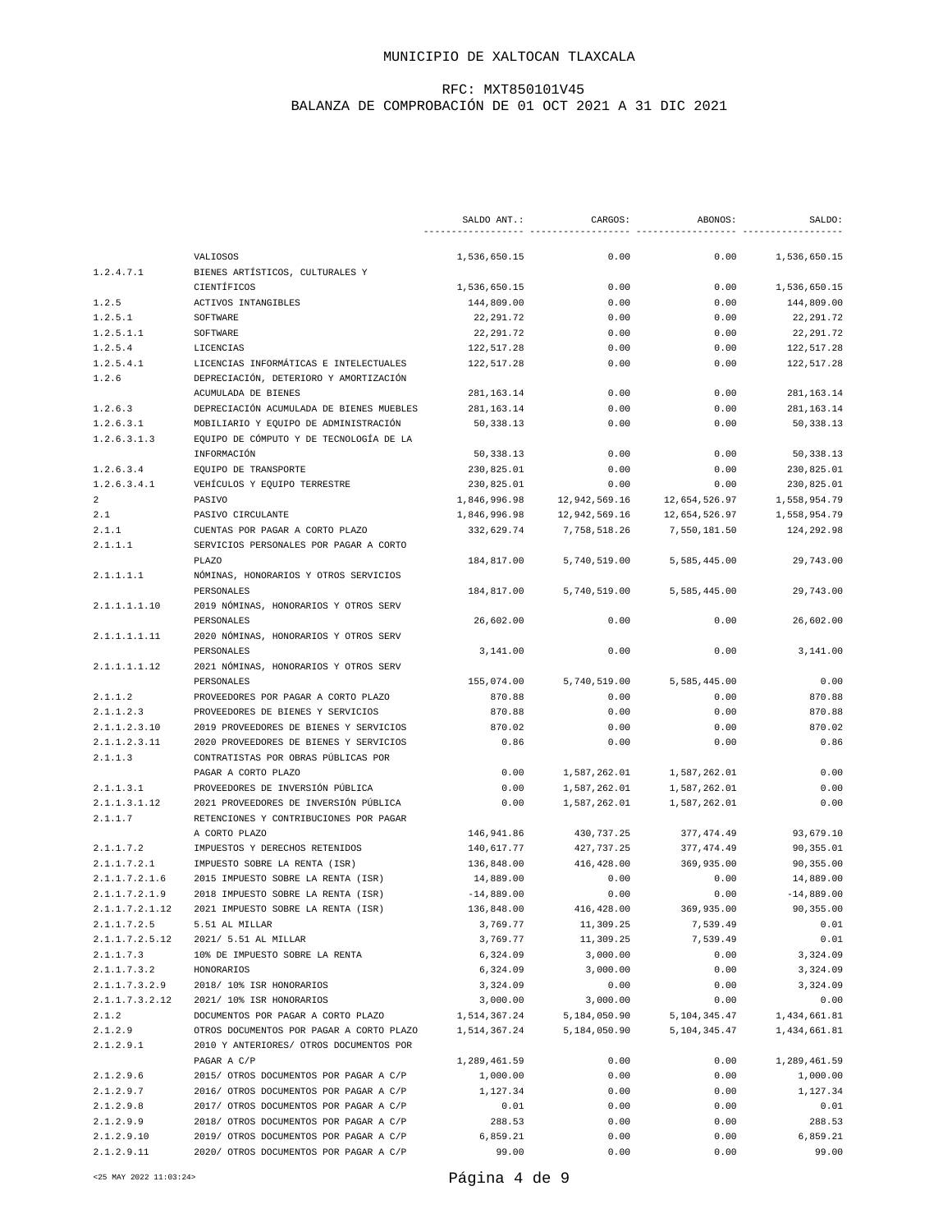MUNICIPIO DE XALTOCAN TLAXCALA

RFC: MXT850101V45
BALANZA DE COMPROBACIÓN DE 01 OCT 2021 A 31 DIC 2021

| | | SALDO ANT.: | CARGOS: | ABONOS: | SALDO: |
|---|---|---|---|---|---|
| | VALIOSOS | 1,536,650.15 | 0.00 | 0.00 | 1,536,650.15 |
| 1.2.4.7.1 | BIENES ARTÍSTICOS, CULTURALES Y CIENTÍFICOS | 1,536,650.15 | 0.00 | 0.00 | 1,536,650.15 |
| 1.2.5 | ACTIVOS INTANGIBLES | 144,809.00 | 0.00 | 0.00 | 144,809.00 |
| 1.2.5.1 | SOFTWARE | 22,291.72 | 0.00 | 0.00 | 22,291.72 |
| 1.2.5.1.1 | SOFTWARE | 22,291.72 | 0.00 | 0.00 | 22,291.72 |
| 1.2.5.4 | LICENCIAS | 122,517.28 | 0.00 | 0.00 | 122,517.28 |
| 1.2.5.4.1 | LICENCIAS INFORMÁTICAS E INTELECTUALES | 122,517.28 | 0.00 | 0.00 | 122,517.28 |
| 1.2.6 | DEPRECIACIÓN, DETERIORO Y AMORTIZACIÓN ACUMULADA DE BIENES | 281,163.14 | 0.00 | 0.00 | 281,163.14 |
| 1.2.6.3 | DEPRECIACIÓN ACUMULADA DE BIENES MUEBLES | 281,163.14 | 0.00 | 0.00 | 281,163.14 |
| 1.2.6.3.1 | MOBILIARIO Y EQUIPO DE ADMINISTRACIÓN | 50,338.13 | 0.00 | 0.00 | 50,338.13 |
| 1.2.6.3.1.3 | EQUIPO DE CÓMPUTO Y DE TECNOLOGÍA DE LA INFORMACIÓN | 50,338.13 | 0.00 | 0.00 | 50,338.13 |
| 1.2.6.3.4 | EQUIPO DE TRANSPORTE | 230,825.01 | 0.00 | 0.00 | 230,825.01 |
| 1.2.6.3.4.1 | VEHÍCULOS Y EQUIPO TERRESTRE | 230,825.01 | 0.00 | 0.00 | 230,825.01 |
| 2 | PASIVO | 1,846,996.98 | 12,942,569.16 | 12,654,526.97 | 1,558,954.79 |
| 2.1 | PASIVO CIRCULANTE | 1,846,996.98 | 12,942,569.16 | 12,654,526.97 | 1,558,954.79 |
| 2.1.1 | CUENTAS POR PAGAR A CORTO PLAZO | 332,629.74 | 7,758,518.26 | 7,550,181.50 | 124,292.98 |
| 2.1.1.1 | SERVICIOS PERSONALES POR PAGAR A CORTO PLAZO | 184,817.00 | 5,740,519.00 | 5,585,445.00 | 29,743.00 |
| 2.1.1.1.1 | NÓMINAS, HONORARIOS Y OTROS SERVICIOS PERSONALES | 184,817.00 | 5,740,519.00 | 5,585,445.00 | 29,743.00 |
| 2.1.1.1.1.10 | 2019 NÓMINAS, HONORARIOS Y OTROS SERV PERSONALES | 26,602.00 | 0.00 | 0.00 | 26,602.00 |
| 2.1.1.1.1.11 | 2020 NÓMINAS, HONORARIOS Y OTROS SERV PERSONALES | 3,141.00 | 0.00 | 0.00 | 3,141.00 |
| 2.1.1.1.1.12 | 2021 NÓMINAS, HONORARIOS Y OTROS SERV PERSONALES | 155,074.00 | 5,740,519.00 | 5,585,445.00 | 0.00 |
| 2.1.1.2 | PROVEEDORES POR PAGAR A CORTO PLAZO | 870.88 | 0.00 | 0.00 | 870.88 |
| 2.1.1.2.3 | PROVEEDORES DE BIENES Y SERVICIOS | 870.88 | 0.00 | 0.00 | 870.88 |
| 2.1.1.2.3.10 | 2019 PROVEEDORES DE BIENES Y SERVICIOS | 870.02 | 0.00 | 0.00 | 870.02 |
| 2.1.1.2.3.11 | 2020 PROVEEDORES DE BIENES Y SERVICIOS | 0.86 | 0.00 | 0.00 | 0.86 |
| 2.1.1.3 | CONTRATISTAS POR OBRAS PÚBLICAS POR PAGAR A CORTO PLAZO | 0.00 | 1,587,262.01 | 1,587,262.01 | 0.00 |
| 2.1.1.3.1 | PROVEEDORES DE INVERSIÓN PÚBLICA | 0.00 | 1,587,262.01 | 1,587,262.01 | 0.00 |
| 2.1.1.3.1.12 | 2021 PROVEEDORES DE INVERSIÓN PÚBLICA | 0.00 | 1,587,262.01 | 1,587,262.01 | 0.00 |
| 2.1.1.7 | RETENCIONES Y CONTRIBUCIONES POR PAGAR A CORTO PLAZO | 146,941.86 | 430,737.25 | 377,474.49 | 93,679.10 |
| 2.1.1.7.2 | IMPUESTOS Y DERECHOS RETENIDOS | 140,617.77 | 427,737.25 | 377,474.49 | 90,355.01 |
| 2.1.1.7.2.1 | IMPUESTO SOBRE LA RENTA (ISR) | 136,848.00 | 416,428.00 | 369,935.00 | 90,355.00 |
| 2.1.1.7.2.1.6 | 2015 IMPUESTO SOBRE LA RENTA (ISR) | 14,889.00 | 0.00 | 0.00 | 14,889.00 |
| 2.1.1.7.2.1.9 | 2018 IMPUESTO SOBRE LA RENTA (ISR) | -14,889.00 | 0.00 | 0.00 | -14,889.00 |
| 2.1.1.7.2.1.12 | 2021 IMPUESTO SOBRE LA RENTA (ISR) | 136,848.00 | 416,428.00 | 369,935.00 | 90,355.00 |
| 2.1.1.7.2.5 | 5.51 AL MILLAR | 3,769.77 | 11,309.25 | 7,539.49 | 0.01 |
| 2.1.1.7.2.5.12 | 2021/ 5.51 AL MILLAR | 3,769.77 | 11,309.25 | 7,539.49 | 0.01 |
| 2.1.1.7.3 | 10% DE IMPUESTO SOBRE LA RENTA | 6,324.09 | 3,000.00 | 0.00 | 3,324.09 |
| 2.1.1.7.3.2 | HONORARIOS | 6,324.09 | 3,000.00 | 0.00 | 3,324.09 |
| 2.1.1.7.3.2.9 | 2018/ 10% ISR HONORARIOS | 3,324.09 | 0.00 | 0.00 | 3,324.09 |
| 2.1.1.7.3.2.12 | 2021/ 10% ISR HONORARIOS | 3,000.00 | 3,000.00 | 0.00 | 0.00 |
| 2.1.2 | DOCUMENTOS POR PAGAR A CORTO PLAZO | 1,514,367.24 | 5,184,050.90 | 5,104,345.47 | 1,434,661.81 |
| 2.1.2.9 | OTROS DOCUMENTOS POR PAGAR A CORTO PLAZO | 1,514,367.24 | 5,184,050.90 | 5,104,345.47 | 1,434,661.81 |
| 2.1.2.9.1 | 2010 Y ANTERIORES/ OTROS DOCUMENTOS POR PAGAR A C/P | 1,289,461.59 | 0.00 | 0.00 | 1,289,461.59 |
| 2.1.2.9.6 | 2015/ OTROS DOCUMENTOS POR PAGAR A C/P | 1,000.00 | 0.00 | 0.00 | 1,000.00 |
| 2.1.2.9.7 | 2016/ OTROS DOCUMENTOS POR PAGAR A C/P | 1,127.34 | 0.00 | 0.00 | 1,127.34 |
| 2.1.2.9.8 | 2017/ OTROS DOCUMENTOS POR PAGAR A C/P | 0.01 | 0.00 | 0.00 | 0.01 |
| 2.1.2.9.9 | 2018/ OTROS DOCUMENTOS POR PAGAR A C/P | 288.53 | 0.00 | 0.00 | 288.53 |
| 2.1.2.9.10 | 2019/ OTROS DOCUMENTOS POR PAGAR A C/P | 6,859.21 | 0.00 | 0.00 | 6,859.21 |
| 2.1.2.9.11 | 2020/ OTROS DOCUMENTOS POR PAGAR A C/P | 99.00 | 0.00 | 0.00 | 99.00 |

<25 MAY 2022 11:03:24>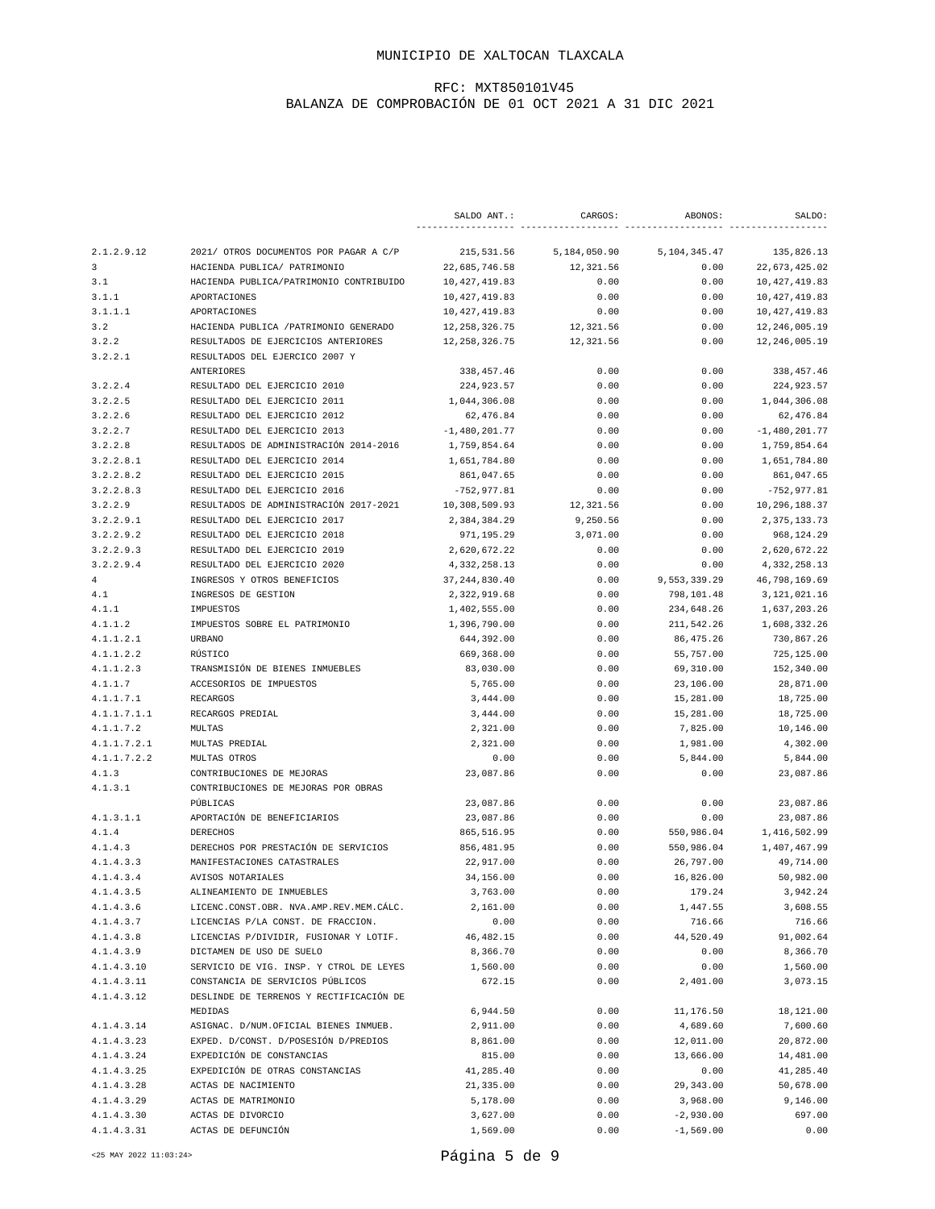# MUNICIPIO DE XALTOCAN TLAXCALA

## RFC: MXT850101V45
## BALANZA DE COMPROBACIÓN DE 01 OCT 2021 A 31 DIC 2021

| | | SALDO ANT.: | CARGOS: | ABONOS: | SALDO: |
|---|---|---|---|---|---|
| 2.1.2.9.12 | 2021/ OTROS DOCUMENTOS POR PAGAR A C/P | 215,531.56 | 5,184,050.90 | 5,104,345.47 | 135,826.13 |
| 3 | HACIENDA PUBLICA/ PATRIMONIO | 22,685,746.58 | 12,321.56 | 0.00 | 22,673,425.02 |
| 3.1 | HACIENDA PUBLICA/PATRIMONIO CONTRIBUIDO | 10,427,419.83 | 0.00 | 0.00 | 10,427,419.83 |
| 3.1.1 | APORTACIONES | 10,427,419.83 | 0.00 | 0.00 | 10,427,419.83 |
| 3.1.1.1 | APORTACIONES | 10,427,419.83 | 0.00 | 0.00 | 10,427,419.83 |
| 3.2 | HACIENDA PUBLICA /PATRIMONIO GENERADO | 12,258,326.75 | 12,321.56 | 0.00 | 12,246,005.19 |
| 3.2.2 | RESULTADOS DE EJERCICIOS ANTERIORES | 12,258,326.75 | 12,321.56 | 0.00 | 12,246,005.19 |
| 3.2.2.1 | RESULTADOS DEL EJERCICO 2007 Y ANTERIORES | 338,457.46 | 0.00 | 0.00 | 338,457.46 |
| 3.2.2.4 | RESULTADO DEL EJERCICIO 2010 | 224,923.57 | 0.00 | 0.00 | 224,923.57 |
| 3.2.2.5 | RESULTADO DEL EJERCICIO 2011 | 1,044,306.08 | 0.00 | 0.00 | 1,044,306.08 |
| 3.2.2.6 | RESULTADO DEL EJERCICIO 2012 | 62,476.84 | 0.00 | 0.00 | 62,476.84 |
| 3.2.2.7 | RESULTADO DEL EJERCICIO 2013 | -1,480,201.77 | 0.00 | 0.00 | -1,480,201.77 |
| 3.2.2.8 | RESULTADOS DE ADMINISTRACIÓN 2014-2016 | 1,759,854.64 | 0.00 | 0.00 | 1,759,854.64 |
| 3.2.2.8.1 | RESULTADO DEL EJERCICIO 2014 | 1,651,784.80 | 0.00 | 0.00 | 1,651,784.80 |
| 3.2.2.8.2 | RESULTADO DEL EJERCICIO 2015 | 861,047.65 | 0.00 | 0.00 | 861,047.65 |
| 3.2.2.8.3 | RESULTADO DEL EJERCICIO 2016 | -752,977.81 | 0.00 | 0.00 | -752,977.81 |
| 3.2.2.9 | RESULTADOS DE ADMINISTRACIÓN 2017-2021 | 10,308,509.93 | 12,321.56 | 0.00 | 10,296,188.37 |
| 3.2.2.9.1 | RESULTADO DEL EJERCICIO 2017 | 2,384,384.29 | 9,250.56 | 0.00 | 2,375,133.73 |
| 3.2.2.9.2 | RESULTADO DEL EJERCICIO 2018 | 971,195.29 | 3,071.00 | 0.00 | 968,124.29 |
| 3.2.2.9.3 | RESULTADO DEL EJERCICIO 2019 | 2,620,672.22 | 0.00 | 0.00 | 2,620,672.22 |
| 3.2.2.9.4 | RESULTADO DEL EJERCICIO 2020 | 4,332,258.13 | 0.00 | 0.00 | 4,332,258.13 |
| 4 | INGRESOS Y OTROS BENEFICIOS | 37,244,830.40 | 0.00 | 9,553,339.29 | 46,798,169.69 |
| 4.1 | INGRESOS DE GESTION | 2,322,919.68 | 0.00 | 798,101.48 | 3,121,021.16 |
| 4.1.1 | IMPUESTOS | 1,402,555.00 | 0.00 | 234,648.26 | 1,637,203.26 |
| 4.1.1.2 | IMPUESTOS SOBRE EL PATRIMONIO | 1,396,790.00 | 0.00 | 211,542.26 | 1,608,332.26 |
| 4.1.1.2.1 | URBANO | 644,392.00 | 0.00 | 86,475.26 | 730,867.26 |
| 4.1.1.2.2 | RÚSTICO | 669,368.00 | 0.00 | 55,757.00 | 725,125.00 |
| 4.1.1.2.3 | TRANSMISIÓN DE BIENES INMUEBLES | 83,030.00 | 0.00 | 69,310.00 | 152,340.00 |
| 4.1.1.7 | ACCESORIOS DE IMPUESTOS | 5,765.00 | 0.00 | 23,106.00 | 28,871.00 |
| 4.1.1.7.1 | RECARGOS | 3,444.00 | 0.00 | 15,281.00 | 18,725.00 |
| 4.1.1.7.1.1 | RECARGOS PREDIAL | 3,444.00 | 0.00 | 15,281.00 | 18,725.00 |
| 4.1.1.7.2 | MULTAS | 2,321.00 | 0.00 | 7,825.00 | 10,146.00 |
| 4.1.1.7.2.1 | MULTAS PREDIAL | 2,321.00 | 0.00 | 1,981.00 | 4,302.00 |
| 4.1.1.7.2.2 | MULTAS OTROS | 0.00 | 0.00 | 5,844.00 | 5,844.00 |
| 4.1.3 | CONTRIBUCIONES DE MEJORAS | 23,087.86 | 0.00 | 0.00 | 23,087.86 |
| 4.1.3.1 | CONTRIBUCIONES DE MEJORAS POR OBRAS PÚBLICAS | 23,087.86 | 0.00 | 0.00 | 23,087.86 |
| 4.1.3.1.1 | APORTACIÓN DE BENEFICIARIOS | 23,087.86 | 0.00 | 0.00 | 23,087.86 |
| 4.1.4 | DERECHOS | 865,516.95 | 0.00 | 550,986.04 | 1,416,502.99 |
| 4.1.4.3 | DERECHOS POR PRESTACIÓN DE SERVICIOS | 856,481.95 | 0.00 | 550,986.04 | 1,407,467.99 |
| 4.1.4.3.3 | MANIFESTACIONES CATASTRALES | 22,917.00 | 0.00 | 26,797.00 | 49,714.00 |
| 4.1.4.3.4 | AVISOS NOTARIALES | 34,156.00 | 0.00 | 16,826.00 | 50,982.00 |
| 4.1.4.3.5 | ALINEAMIENTO DE INMUEBLES | 3,763.00 | 0.00 | 179.24 | 3,942.24 |
| 4.1.4.3.6 | LICENC.CONST.OBR. NVA.AMP.REV.MEM.CÁLC. | 2,161.00 | 0.00 | 1,447.55 | 3,608.55 |
| 4.1.4.3.7 | LICENCIAS P/LA CONST. DE FRACCION. | 0.00 | 0.00 | 716.66 | 716.66 |
| 4.1.4.3.8 | LICENCIAS P/DIVIDIR, FUSIONAR Y LOTIF. | 46,482.15 | 0.00 | 44,520.49 | 91,002.64 |
| 4.1.4.3.9 | DICTAMEN DE USO DE SUELO | 8,366.70 | 0.00 | 0.00 | 8,366.70 |
| 4.1.4.3.10 | SERVICIO DE VIG. INSP. Y CTROL DE LEYES | 1,560.00 | 0.00 | 0.00 | 1,560.00 |
| 4.1.4.3.11 | CONSTANCIA DE SERVICIOS PÚBLICOS | 672.15 | 0.00 | 2,401.00 | 3,073.15 |
| 4.1.4.3.12 | DESLINDE DE TERRENOS Y RECTIFICACIÓN DE MEDIDAS | 6,944.50 | 0.00 | 11,176.50 | 18,121.00 |
| 4.1.4.3.14 | ASIGNAC. D/NUM.OFICIAL BIENES INMUEB. | 2,911.00 | 0.00 | 4,689.60 | 7,600.60 |
| 4.1.4.3.23 | EXPED. D/CONST. D/POSESIÓN D/PREDIOS | 8,861.00 | 0.00 | 12,011.00 | 20,872.00 |
| 4.1.4.3.24 | EXPEDICIÓN DE CONSTANCIAS | 815.00 | 0.00 | 13,666.00 | 14,481.00 |
| 4.1.4.3.25 | EXPEDICIÓN DE OTRAS CONSTANCIAS | 41,285.40 | 0.00 | 0.00 | 41,285.40 |
| 4.1.4.3.28 | ACTAS DE NACIMIENTO | 21,335.00 | 0.00 | 29,343.00 | 50,678.00 |
| 4.1.4.3.29 | ACTAS DE MATRIMONIO | 5,178.00 | 0.00 | 3,968.00 | 9,146.00 |
| 4.1.4.3.30 | ACTAS DE DIVORCIO | 3,627.00 | 0.00 | -2,930.00 | 697.00 |
| 4.1.4.3.31 | ACTAS DE DEFUNCIÓN | 1,569.00 | 0.00 | -1,569.00 | 0.00 |

<25 MAY 2022 11:03:24>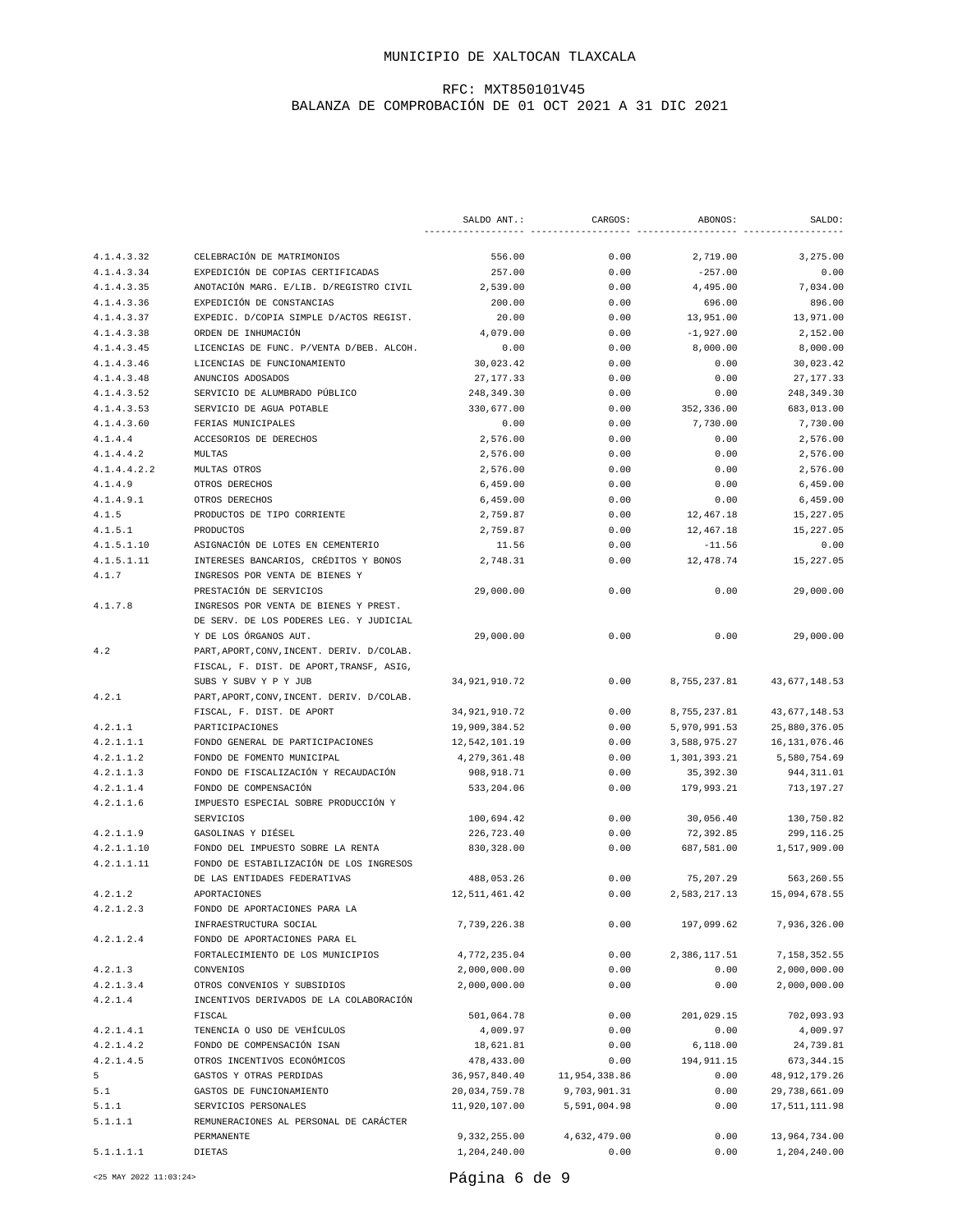MUNICIPIO DE XALTOCAN TLAXCALA

RFC: MXT850101V45
BALANZA DE COMPROBACIÓN DE 01 OCT 2021 A 31 DIC 2021

| | | SALDO ANT.: | CARGOS: | ABONOS: | SALDO: |
|---|---|---|---|---|---|
| 4.1.4.3.32 | CELEBRACIÓN DE MATRIMONIOS | 556.00 | 0.00 | 2,719.00 | 3,275.00 |
| 4.1.4.3.34 | EXPEDICIÓN DE COPIAS CERTIFICADAS | 257.00 | 0.00 | -257.00 | 0.00 |
| 4.1.4.3.35 | ANOTACIÓN MARG. E/LIB. D/REGISTRO CIVIL | 2,539.00 | 0.00 | 4,495.00 | 7,034.00 |
| 4.1.4.3.36 | EXPEDICIÓN DE CONSTANCIAS | 200.00 | 0.00 | 696.00 | 896.00 |
| 4.1.4.3.37 | EXPEDIC. D/COPIA SIMPLE D/ACTOS REGIST. | 20.00 | 0.00 | 13,951.00 | 13,971.00 |
| 4.1.4.3.38 | ORDEN DE INHUMACIÓN | 4,079.00 | 0.00 | -1,927.00 | 2,152.00 |
| 4.1.4.3.45 | LICENCIAS DE FUNC. P/VENTA D/BEB. ALCOH. | 0.00 | 0.00 | 8,000.00 | 8,000.00 |
| 4.1.4.3.46 | LICENCIAS DE FUNCIONAMIENTO | 30,023.42 | 0.00 | 0.00 | 30,023.42 |
| 4.1.4.3.48 | ANUNCIOS ADOSADOS | 27,177.33 | 0.00 | 0.00 | 27,177.33 |
| 4.1.4.3.52 | SERVICIO DE ALUMBRADO PÚBLICO | 248,349.30 | 0.00 | 0.00 | 248,349.30 |
| 4.1.4.3.53 | SERVICIO DE AGUA POTABLE | 330,677.00 | 0.00 | 352,336.00 | 683,013.00 |
| 4.1.4.3.60 | FERIAS MUNICIPALES | 0.00 | 0.00 | 7,730.00 | 7,730.00 |
| 4.1.4.4 | ACCESORIOS DE DERECHOS | 2,576.00 | 0.00 | 0.00 | 2,576.00 |
| 4.1.4.4.2 | MULTAS | 2,576.00 | 0.00 | 0.00 | 2,576.00 |
| 4.1.4.4.2.2 | MULTAS OTROS | 2,576.00 | 0.00 | 0.00 | 2,576.00 |
| 4.1.4.9 | OTROS DERECHOS | 6,459.00 | 0.00 | 0.00 | 6,459.00 |
| 4.1.4.9.1 | OTROS DERECHOS | 6,459.00 | 0.00 | 0.00 | 6,459.00 |
| 4.1.5 | PRODUCTOS DE TIPO CORRIENTE | 2,759.87 | 0.00 | 12,467.18 | 15,227.05 |
| 4.1.5.1 | PRODUCTOS | 2,759.87 | 0.00 | 12,467.18 | 15,227.05 |
| 4.1.5.1.10 | ASIGNACIÓN DE LOTES EN CEMENTERIO | 11.56 | 0.00 | -11.56 | 0.00 |
| 4.1.5.1.11 | INTERESES BANCARIOS, CRÉDITOS Y BONOS | 2,748.31 | 0.00 | 12,478.74 | 15,227.05 |
| 4.1.7 | INGRESOS POR VENTA DE BIENES Y PRESTACIÓN DE SERVICIOS | 29,000.00 | 0.00 | 0.00 | 29,000.00 |
| 4.1.7.8 | INGRESOS POR VENTA DE BIENES Y PREST. DE SERV. DE LOS PODERES LEG. Y JUDICIAL Y DE LOS ÓRGANOS AUT. | 29,000.00 | 0.00 | 0.00 | 29,000.00 |
| 4.2 | PART,APORT,CONV,INCENT. DERIV. D/COLAB. FISCAL, F. DIST. DE APORT,TRANSF, ASIG, SUBS Y SUBV Y P Y JUB | 34,921,910.72 | 0.00 | 8,755,237.81 | 43,677,148.53 |
| 4.2.1 | PART,APORT,CONV,INCENT. DERIV. D/COLAB. FISCAL, F. DIST. DE APORT | 34,921,910.72 | 0.00 | 8,755,237.81 | 43,677,148.53 |
| 4.2.1.1 | PARTICIPACIONES | 19,909,384.52 | 0.00 | 5,970,991.53 | 25,880,376.05 |
| 4.2.1.1.1 | FONDO GENERAL DE PARTICIPACIONES | 12,542,101.19 | 0.00 | 3,588,975.27 | 16,131,076.46 |
| 4.2.1.1.2 | FONDO DE FOMENTO MUNICIPAL | 4,279,361.48 | 0.00 | 1,301,393.21 | 5,580,754.69 |
| 4.2.1.1.3 | FONDO DE FISCALIZACIÓN Y RECAUDACIÓN | 908,918.71 | 0.00 | 35,392.30 | 944,311.01 |
| 4.2.1.1.4 | FONDO DE COMPENSACIÓN | 533,204.06 | 0.00 | 179,993.21 | 713,197.27 |
| 4.2.1.1.6 | IMPUESTO ESPECIAL SOBRE PRODUCCIÓN Y SERVICIOS | 100,694.42 | 0.00 | 30,056.40 | 130,750.82 |
| 4.2.1.1.9 | GASOLINAS Y DIÉSEL | 226,723.40 | 0.00 | 72,392.85 | 299,116.25 |
| 4.2.1.1.10 | FONDO DEL IMPUESTO SOBRE LA RENTA | 830,328.00 | 0.00 | 687,581.00 | 1,517,909.00 |
| 4.2.1.1.11 | FONDO DE ESTABILIZACIÓN DE LOS INGRESOS DE LAS ENTIDADES FEDERATIVAS | 488,053.26 | 0.00 | 75,207.29 | 563,260.55 |
| 4.2.1.2 | APORTACIONES | 12,511,461.42 | 0.00 | 2,583,217.13 | 15,094,678.55 |
| 4.2.1.2.3 | FONDO DE APORTACIONES PARA LA INFRAESTRUCTURA SOCIAL | 7,739,226.38 | 0.00 | 197,099.62 | 7,936,326.00 |
| 4.2.1.2.4 | FONDO DE APORTACIONES PARA EL FORTALECIMIENTO DE LOS MUNICIPIOS | 4,772,235.04 | 0.00 | 2,386,117.51 | 7,158,352.55 |
| 4.2.1.3 | CONVENIOS | 2,000,000.00 | 0.00 | 0.00 | 2,000,000.00 |
| 4.2.1.3.4 | OTROS CONVENIOS Y SUBSIDIOS | 2,000,000.00 | 0.00 | 0.00 | 2,000,000.00 |
| 4.2.1.4 | INCENTIVOS DERIVADOS DE LA COLABORACIÓN FISCAL | 501,064.78 | 0.00 | 201,029.15 | 702,093.93 |
| 4.2.1.4.1 | TENENCIA O USO DE VEHÍCULOS | 4,009.97 | 0.00 | 0.00 | 4,009.97 |
| 4.2.1.4.2 | FONDO DE COMPENSACIÓN ISAN | 18,621.81 | 0.00 | 6,118.00 | 24,739.81 |
| 4.2.1.4.5 | OTROS INCENTIVOS ECONÓMICOS | 478,433.00 | 0.00 | 194,911.15 | 673,344.15 |
| 5 | GASTOS Y OTRAS PERDIDAS | 36,957,840.40 | 11,954,338.86 | 0.00 | 48,912,179.26 |
| 5.1 | GASTOS DE FUNCIONAMIENTO | 20,034,759.78 | 9,703,901.31 | 0.00 | 29,738,661.09 |
| 5.1.1 | SERVICIOS PERSONALES | 11,920,107.00 | 5,591,004.98 | 0.00 | 17,511,111.98 |
| 5.1.1.1 | REMUNERACIONES AL PERSONAL DE CARÁCTER PERMANENTE | 9,332,255.00 | 4,632,479.00 | 0.00 | 13,964,734.00 |
| 5.1.1.1.1 | DIETAS | 1,204,240.00 | 0.00 | 0.00 | 1,204,240.00 |

<25 MAY 2022 11:03:24>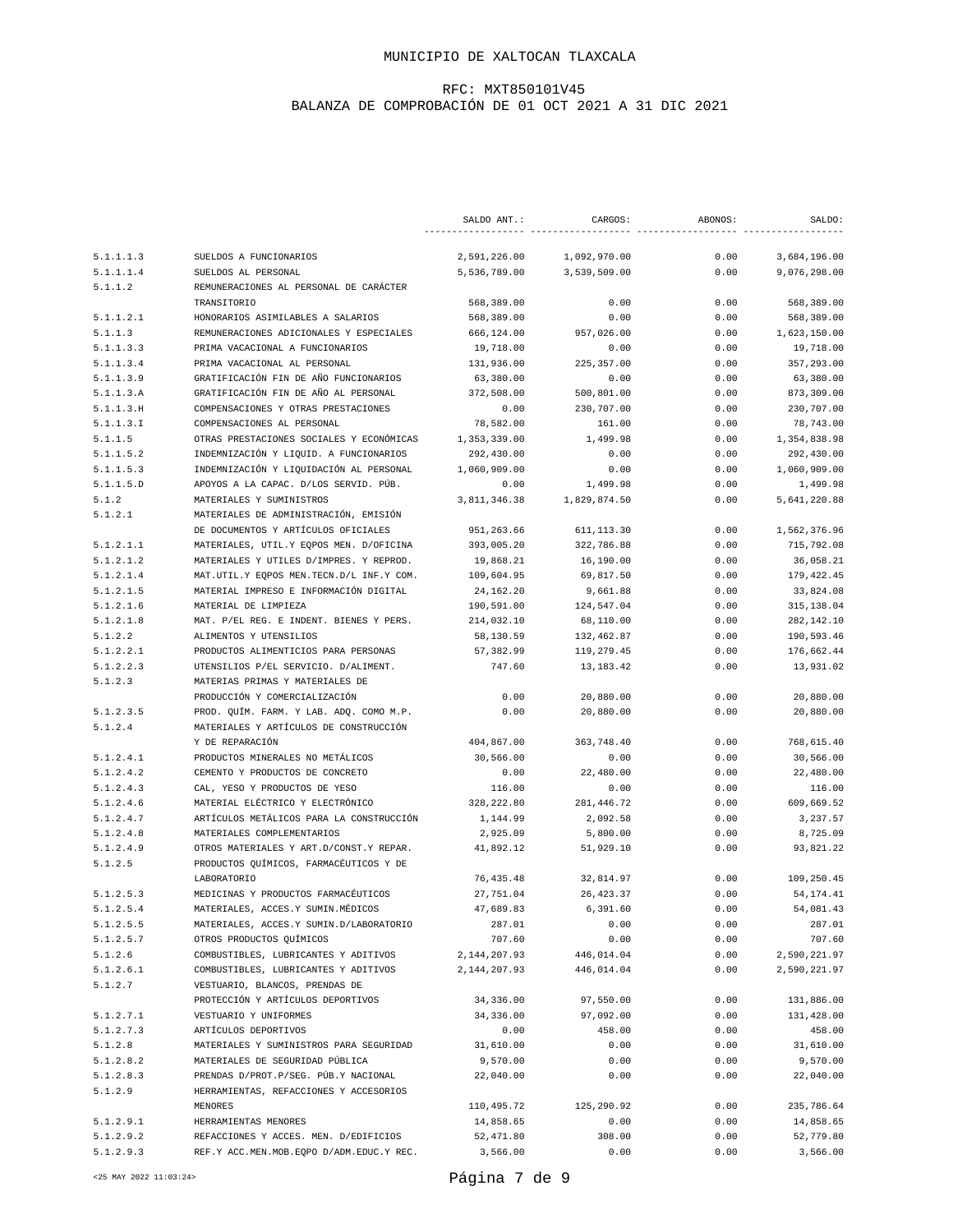# MUNICIPIO DE XALTOCAN TLAXCALA

## RFC: MXT850101V45
## BALANZA DE COMPROBACIÓN DE 01 OCT 2021 A 31 DIC 2021

| | | SALDO ANT.: | CARGOS: | ABONOS: | SALDO: |
|---|---|---|---|---|---|
| 5.1.1.1.3 | SUELDOS A FUNCIONARIOS | 2,591,226.00 | 1,092,970.00 | 0.00 | 3,684,196.00 |
| 5.1.1.1.4 | SUELDOS AL PERSONAL | 5,536,789.00 | 3,539,509.00 | 0.00 | 9,076,298.00 |
| 5.1.1.2 | REMUNERACIONES AL PERSONAL DE CARÁCTER TRANSITORIO | 568,389.00 | 0.00 | 0.00 | 568,389.00 |
| 5.1.1.2.1 | HONORARIOS ASIMILABLES A SALARIOS | 568,389.00 | 0.00 | 0.00 | 568,389.00 |
| 5.1.1.3 | REMUNERACIONES ADICIONALES Y ESPECIALES | 666,124.00 | 957,026.00 | 0.00 | 1,623,150.00 |
| 5.1.1.3.3 | PRIMA VACACIONAL A FUNCIONARIOS | 19,718.00 | 0.00 | 0.00 | 19,718.00 |
| 5.1.1.3.4 | PRIMA VACACIONAL AL PERSONAL | 131,936.00 | 225,357.00 | 0.00 | 357,293.00 |
| 5.1.1.3.9 | GRATIFICACIÓN FIN DE AÑO FUNCIONARIOS | 63,380.00 | 0.00 | 0.00 | 63,380.00 |
| 5.1.1.3.A | GRATIFICACIÓN FIN DE AÑO AL PERSONAL | 372,508.00 | 500,801.00 | 0.00 | 873,309.00 |
| 5.1.1.3.H | COMPENSACIONES Y OTRAS PRESTACIONES | 0.00 | 230,707.00 | 0.00 | 230,707.00 |
| 5.1.1.3.I | COMPENSACIONES AL PERSONAL | 78,582.00 | 161.00 | 0.00 | 78,743.00 |
| 5.1.1.5 | OTRAS PRESTACIONES SOCIALES Y ECONÓMICAS | 1,353,339.00 | 1,499.98 | 0.00 | 1,354,838.98 |
| 5.1.1.5.2 | INDEMNIZACIÓN Y LIQUID. A FUNCIONARIOS | 292,430.00 | 0.00 | 0.00 | 292,430.00 |
| 5.1.1.5.3 | INDEMNIZACIÓN Y LIQUIDACIÓN AL PERSONAL | 1,060,909.00 | 0.00 | 0.00 | 1,060,909.00 |
| 5.1.1.5.D | APOYOS A LA CAPAC. D/LOS SERVID. PÚB. | 0.00 | 1,499.98 | 0.00 | 1,499.98 |
| 5.1.2 | MATERIALES Y SUMINISTROS | 3,811,346.38 | 1,829,874.50 | 0.00 | 5,641,220.88 |
| 5.1.2.1 | MATERIALES DE ADMINISTRACIÓN, EMISIÓN DE DOCUMENTOS Y ARTÍCULOS OFICIALES | 951,263.66 | 611,113.30 | 0.00 | 1,562,376.96 |
| 5.1.2.1.1 | MATERIALES, UTIL.Y EQPOS MEN. D/OFICINA | 393,005.20 | 322,786.88 | 0.00 | 715,792.08 |
| 5.1.2.1.2 | MATERIALES Y UTILES D/IMPRES. Y REPROD. | 19,868.21 | 16,190.00 | 0.00 | 36,058.21 |
| 5.1.2.1.4 | MAT.UTIL.Y EQPOS MEN.TECN.D/L INF.Y COM. | 109,604.95 | 69,817.50 | 0.00 | 179,422.45 |
| 5.1.2.1.5 | MATERIAL IMPRESO E INFORMACIÓN DIGITAL | 24,162.20 | 9,661.88 | 0.00 | 33,824.08 |
| 5.1.2.1.6 | MATERIAL DE LIMPIEZA | 190,591.00 | 124,547.04 | 0.00 | 315,138.04 |
| 5.1.2.1.8 | MAT. P/EL REG. E INDENT. BIENES Y PERS. | 214,032.10 | 68,110.00 | 0.00 | 282,142.10 |
| 5.1.2.2 | ALIMENTOS Y UTENSILIOS | 58,130.59 | 132,462.87 | 0.00 | 190,593.46 |
| 5.1.2.2.1 | PRODUCTOS ALIMENTICIOS PARA PERSONAS | 57,382.99 | 119,279.45 | 0.00 | 176,662.44 |
| 5.1.2.2.3 | UTENSILIOS P/EL SERVICIO. D/ALIMENT. | 747.60 | 13,183.42 | 0.00 | 13,931.02 |
| 5.1.2.3 | MATERIAS PRIMAS Y MATERIALES DE PRODUCCIÓN Y COMERCIALIZACIÓN | 0.00 | 20,880.00 | 0.00 | 20,880.00 |
| 5.1.2.3.5 | PROD. QUÍM. FARM. Y LAB. ADQ. COMO M.P. | 0.00 | 20,880.00 | 0.00 | 20,880.00 |
| 5.1.2.4 | MATERIALES Y ARTÍCULOS DE CONSTRUCCIÓN Y DE REPARACIÓN | 404,867.00 | 363,748.40 | 0.00 | 768,615.40 |
| 5.1.2.4.1 | PRODUCTOS MINERALES NO METÁLICOS | 30,566.00 | 0.00 | 0.00 | 30,566.00 |
| 5.1.2.4.2 | CEMENTO Y PRODUCTOS DE CONCRETO | 0.00 | 22,480.00 | 0.00 | 22,480.00 |
| 5.1.2.4.3 | CAL, YESO Y PRODUCTOS DE YESO | 116.00 | 0.00 | 0.00 | 116.00 |
| 5.1.2.4.6 | MATERIAL ELÉCTRICO Y ELECTRÓNICO | 328,222.80 | 281,446.72 | 0.00 | 609,669.52 |
| 5.1.2.4.7 | ARTÍCULOS METÁLICOS PARA LA CONSTRUCCIÓN | 1,144.99 | 2,092.58 | 0.00 | 3,237.57 |
| 5.1.2.4.8 | MATERIALES COMPLEMENTARIOS | 2,925.09 | 5,800.00 | 0.00 | 8,725.09 |
| 5.1.2.4.9 | OTROS MATERIALES Y ART.D/CONST.Y REPAR. | 41,892.12 | 51,929.10 | 0.00 | 93,821.22 |
| 5.1.2.5 | PRODUCTOS QUÍMICOS, FARMACÉUTICOS Y DE LABORATORIO | 76,435.48 | 32,814.97 | 0.00 | 109,250.45 |
| 5.1.2.5.3 | MEDICINAS Y PRODUCTOS FARMACÉUTICOS | 27,751.04 | 26,423.37 | 0.00 | 54,174.41 |
| 5.1.2.5.4 | MATERIALES, ACCES.Y SUMIN.MÉDICOS | 47,689.83 | 6,391.60 | 0.00 | 54,081.43 |
| 5.1.2.5.5 | MATERIALES, ACCES.Y SUMIN.D/LABORATORIO | 287.01 | 0.00 | 0.00 | 287.01 |
| 5.1.2.5.7 | OTROS PRODUCTOS QUÍMICOS | 707.60 | 0.00 | 0.00 | 707.60 |
| 5.1.2.6 | COMBUSTIBLES, LUBRICANTES Y ADITIVOS | 2,144,207.93 | 446,014.04 | 0.00 | 2,590,221.97 |
| 5.1.2.6.1 | COMBUSTIBLES, LUBRICANTES Y ADITIVOS | 2,144,207.93 | 446,014.04 | 0.00 | 2,590,221.97 |
| 5.1.2.7 | VESTUARIO, BLANCOS, PRENDAS DE PROTECCIÓN Y ARTÍCULOS DEPORTIVOS | 34,336.00 | 97,550.00 | 0.00 | 131,886.00 |
| 5.1.2.7.1 | VESTUARIO Y UNIFORMES | 34,336.00 | 97,092.00 | 0.00 | 131,428.00 |
| 5.1.2.7.3 | ARTÍCULOS DEPORTIVOS | 0.00 | 458.00 | 0.00 | 458.00 |
| 5.1.2.8 | MATERIALES Y SUMINISTROS PARA SEGURIDAD | 31,610.00 | 0.00 | 0.00 | 31,610.00 |
| 5.1.2.8.2 | MATERIALES DE SEGURIDAD PÚBLICA | 9,570.00 | 0.00 | 0.00 | 9,570.00 |
| 5.1.2.8.3 | PRENDAS D/PROT.P/SEG. PÚB.Y NACIONAL | 22,040.00 | 0.00 | 0.00 | 22,040.00 |
| 5.1.2.9 | HERRAMIENTAS, REFACCIONES Y ACCESORIOS MENORES | 110,495.72 | 125,290.92 | 0.00 | 235,786.64 |
| 5.1.2.9.1 | HERRAMIENTAS MENORES | 14,858.65 | 0.00 | 0.00 | 14,858.65 |
| 5.1.2.9.2 | REFACCIONES Y ACCES. MEN. D/EDIFICIOS | 52,471.80 | 308.00 | 0.00 | 52,779.80 |
| 5.1.2.9.3 | REF.Y ACC.MEN.MOB.EQPO D/ADM.EDUC.Y REC. | 3,566.00 | 0.00 | 0.00 | 3,566.00 |

<25 MAY 2022 11:03:24>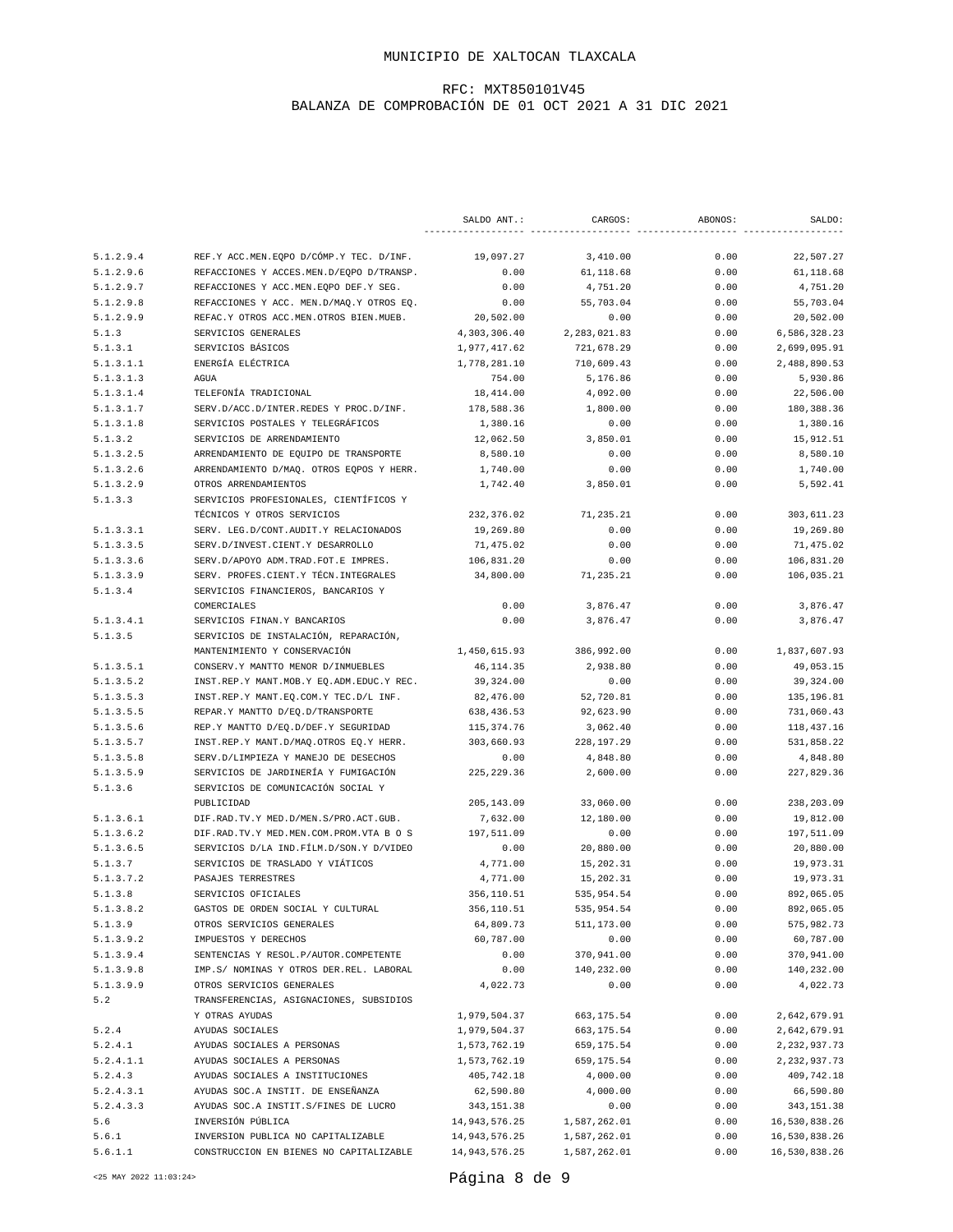MUNICIPIO DE XALTOCAN TLAXCALA

RFC: MXT850101V45

BALANZA DE COMPROBACIÓN DE 01 OCT 2021 A 31 DIC 2021

| | | SALDO ANT.: | CARGOS: | ABONOS: | SALDO: |
|---|---|---|---|---|---|
| 5.1.2.9.4 | REF.Y ACC.MEN.EQPO D/CÓMP.Y TEC. D/INF. | 19,097.27 | 3,410.00 | 0.00 | 22,507.27 |
| 5.1.2.9.6 | REFACCIONES Y ACCES.MEN.D/EQPO D/TRANSP. | 0.00 | 61,118.68 | 0.00 | 61,118.68 |
| 5.1.2.9.7 | REFACCIONES Y ACC.MEN.EQPO DEF.Y SEG. | 0.00 | 4,751.20 | 0.00 | 4,751.20 |
| 5.1.2.9.8 | REFACCIONES Y ACC. MEN.D/MAQ.Y OTROS EQ. | 0.00 | 55,703.04 | 0.00 | 55,703.04 |
| 5.1.2.9.9 | REFAC.Y OTROS ACC.MEN.OTROS BIEN.MUEB. | 20,502.00 | 0.00 | 0.00 | 20,502.00 |
| 5.1.3 | SERVICIOS GENERALES | 4,303,306.40 | 2,283,021.83 | 0.00 | 6,586,328.23 |
| 5.1.3.1 | SERVICIOS BÁSICOS | 1,977,417.62 | 721,678.29 | 0.00 | 2,699,095.91 |
| 5.1.3.1.1 | ENERGÍA ELÉCTRICA | 1,778,281.10 | 710,609.43 | 0.00 | 2,488,890.53 |
| 5.1.3.1.3 | AGUA | 754.00 | 5,176.86 | 0.00 | 5,930.86 |
| 5.1.3.1.4 | TELEFONÍA TRADICIONAL | 18,414.00 | 4,092.00 | 0.00 | 22,506.00 |
| 5.1.3.1.7 | SERV.D/ACC.D/INTER.REDES Y PROC.D/INF. | 178,588.36 | 1,800.00 | 0.00 | 180,388.36 |
| 5.1.3.1.8 | SERVICIOS POSTALES Y TELEGRÁFICOS | 1,380.16 | 0.00 | 0.00 | 1,380.16 |
| 5.1.3.2 | SERVICIOS DE ARRENDAMIENTO | 12,062.50 | 3,850.01 | 0.00 | 15,912.51 |
| 5.1.3.2.5 | ARRENDAMIENTO DE EQUIPO DE TRANSPORTE | 8,580.10 | 0.00 | 0.00 | 8,580.10 |
| 5.1.3.2.6 | ARRENDAMIENTO D/MAQ. OTROS EQPOS Y HERR. | 1,740.00 | 0.00 | 0.00 | 1,740.00 |
| 5.1.3.2.9 | OTROS ARRENDAMIENTOS | 1,742.40 | 3,850.01 | 0.00 | 5,592.41 |
| 5.1.3.3 | SERVICIOS PROFESIONALES, CIENTÍFICOS Y TÉCNICOS Y OTROS SERVICIOS | 232,376.02 | 71,235.21 | 0.00 | 303,611.23 |
| 5.1.3.3.1 | SERV. LEG.D/CONT.AUDIT.Y RELACIONADOS | 19,269.80 | 0.00 | 0.00 | 19,269.80 |
| 5.1.3.3.5 | SERV.D/INVEST.CIENT.Y DESARROLLO | 71,475.02 | 0.00 | 0.00 | 71,475.02 |
| 5.1.3.3.6 | SERV.D/APOYO ADM.TRAD.FOT.E IMPRES. | 106,831.20 | 0.00 | 0.00 | 106,831.20 |
| 5.1.3.3.9 | SERV. PROFES.CIENT.Y TÉCN.INTEGRALES | 34,800.00 | 71,235.21 | 0.00 | 106,035.21 |
| 5.1.3.4 | SERVICIOS FINANCIEROS, BANCARIOS Y COMERCIALES | 0.00 | 3,876.47 | 0.00 | 3,876.47 |
| 5.1.3.4.1 | SERVICIOS FINAN.Y BANCARIOS | 0.00 | 3,876.47 | 0.00 | 3,876.47 |
| 5.1.3.5 | SERVICIOS DE INSTALACIÓN, REPARACIÓN, MANTENIMIENTO Y CONSERVACIÓN | 1,450,615.93 | 386,992.00 | 0.00 | 1,837,607.93 |
| 5.1.3.5.1 | CONSERV.Y MANTTO MENOR D/INMUEBLES | 46,114.35 | 2,938.80 | 0.00 | 49,053.15 |
| 5.1.3.5.2 | INST.REP.Y MANT.MOB.Y EQ.ADM.EDUC.Y REC. | 39,324.00 | 0.00 | 0.00 | 39,324.00 |
| 5.1.3.5.3 | INST.REP.Y MANT.EQ.COM.Y TEC.D/L INF. | 82,476.00 | 52,720.81 | 0.00 | 135,196.81 |
| 5.1.3.5.5 | REPAR.Y MANTTO D/EQ.D/TRANSPORTE | 638,436.53 | 92,623.90 | 0.00 | 731,060.43 |
| 5.1.3.5.6 | REP.Y MANTTO D/EQ.D/DEF.Y SEGURIDAD | 115,374.76 | 3,062.40 | 0.00 | 118,437.16 |
| 5.1.3.5.7 | INST.REP.Y MANT.D/MAQ.OTROS EQ.Y HERR. | 303,660.93 | 228,197.29 | 0.00 | 531,858.22 |
| 5.1.3.5.8 | SERV.D/LIMPIEZA Y MANEJO DE DESECHOS | 0.00 | 4,848.80 | 0.00 | 4,848.80 |
| 5.1.3.5.9 | SERVICIOS DE JARDINERÍA Y FUMIGACIÓN | 225,229.36 | 2,600.00 | 0.00 | 227,829.36 |
| 5.1.3.6 | SERVICIOS DE COMUNICACIÓN SOCIAL Y PUBLICIDAD | 205,143.09 | 33,060.00 | 0.00 | 238,203.09 |
| 5.1.3.6.1 | DIF.RAD.TV.Y MED.D/MEN.S/PRO.ACT.GUB. | 7,632.00 | 12,180.00 | 0.00 | 19,812.00 |
| 5.1.3.6.2 | DIF.RAD.TV.Y MED.MEN.COM.PROM.VTA B O S | 197,511.09 | 0.00 | 0.00 | 197,511.09 |
| 5.1.3.6.5 | SERVICIOS D/LA IND.FÍLM.D/SON.Y D/VIDEO | 0.00 | 20,880.00 | 0.00 | 20,880.00 |
| 5.1.3.7 | SERVICIOS DE TRASLADO Y VIÁTICOS | 4,771.00 | 15,202.31 | 0.00 | 19,973.31 |
| 5.1.3.7.2 | PASAJES TERRESTRES | 4,771.00 | 15,202.31 | 0.00 | 19,973.31 |
| 5.1.3.8 | SERVICIOS OFICIALES | 356,110.51 | 535,954.54 | 0.00 | 892,065.05 |
| 5.1.3.8.2 | GASTOS DE ORDEN SOCIAL Y CULTURAL | 356,110.51 | 535,954.54 | 0.00 | 892,065.05 |
| 5.1.3.9 | OTROS SERVICIOS GENERALES | 64,809.73 | 511,173.00 | 0.00 | 575,982.73 |
| 5.1.3.9.2 | IMPUESTOS Y DERECHOS | 60,787.00 | 0.00 | 0.00 | 60,787.00 |
| 5.1.3.9.4 | SENTENCIAS Y RESOL.P/AUTOR.COMPETENTE | 0.00 | 370,941.00 | 0.00 | 370,941.00 |
| 5.1.3.9.8 | IMP.S/ NOMINAS Y OTROS DER.REL. LABORAL | 0.00 | 140,232.00 | 0.00 | 140,232.00 |
| 5.1.3.9.9 | OTROS SERVICIOS GENERALES | 4,022.73 | 0.00 | 0.00 | 4,022.73 |
| 5.2 | TRANSFERENCIAS, ASIGNACIONES, SUBSIDIOS Y OTRAS AYUDAS | 1,979,504.37 | 663,175.54 | 0.00 | 2,642,679.91 |
| 5.2.4 | AYUDAS SOCIALES | 1,979,504.37 | 663,175.54 | 0.00 | 2,642,679.91 |
| 5.2.4.1 | AYUDAS SOCIALES A PERSONAS | 1,573,762.19 | 659,175.54 | 0.00 | 2,232,937.73 |
| 5.2.4.1.1 | AYUDAS SOCIALES A PERSONAS | 1,573,762.19 | 659,175.54 | 0.00 | 2,232,937.73 |
| 5.2.4.3 | AYUDAS SOCIALES A INSTITUCIONES | 405,742.18 | 4,000.00 | 0.00 | 409,742.18 |
| 5.2.4.3.1 | AYUDAS SOC.A INSTIT. DE ENSEÑANZA | 62,590.80 | 4,000.00 | 0.00 | 66,590.80 |
| 5.2.4.3.3 | AYUDAS SOC.A INSTIT.S/FINES DE LUCRO | 343,151.38 | 0.00 | 0.00 | 343,151.38 |
| 5.6 | INVERSIÓN PÚBLICA | 14,943,576.25 | 1,587,262.01 | 0.00 | 16,530,838.26 |
| 5.6.1 | INVERSION PUBLICA NO CAPITALIZABLE | 14,943,576.25 | 1,587,262.01 | 0.00 | 16,530,838.26 |
| 5.6.1.1 | CONSTRUCCION EN BIENES NO CAPITALIZABLE | 14,943,576.25 | 1,587,262.01 | 0.00 | 16,530,838.26 |

<25 MAY 2022 11:03:24>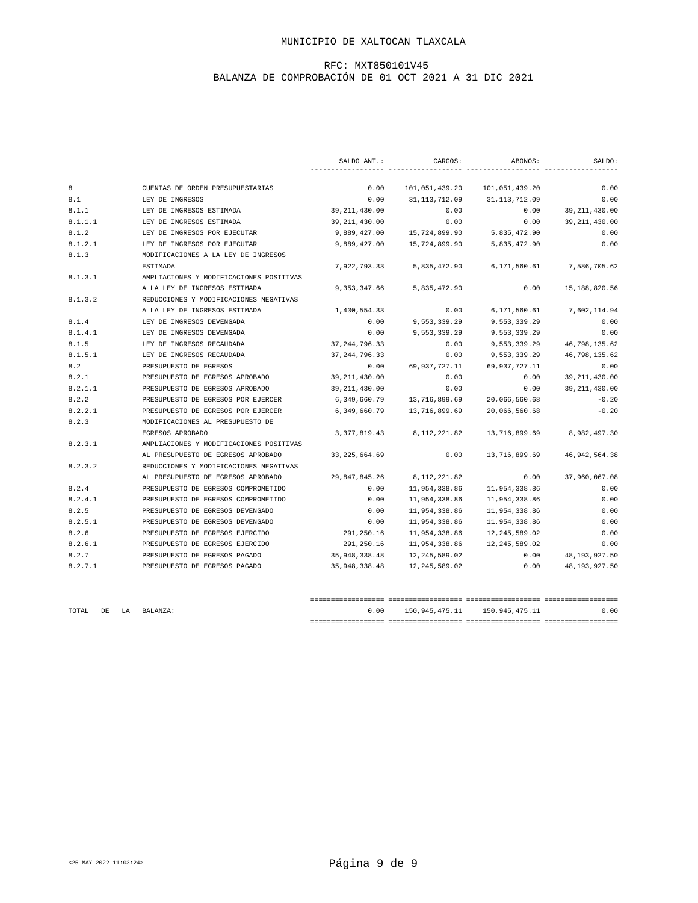MUNICIPIO DE XALTOCAN TLAXCALA

RFC: MXT850101V45

BALANZA DE COMPROBACIÓN DE 01 OCT 2021 A 31 DIC 2021

| | | SALDO ANT.: | CARGOS: | ABONOS: | SALDO: |
|---|---|---|---|---|---|
| 8 | CUENTAS DE ORDEN PRESUPUESTARIAS | 0.00 | 101,051,439.20 | 101,051,439.20 | 0.00 |
| 8.1 | LEY DE INGRESOS | 0.00 | 31,113,712.09 | 31,113,712.09 | 0.00 |
| 8.1.1 | LEY DE INGRESOS ESTIMADA | 39,211,430.00 | 0.00 | 0.00 | 39,211,430.00 |
| 8.1.1.1 | LEY DE INGRESOS ESTIMADA | 39,211,430.00 | 0.00 | 0.00 | 39,211,430.00 |
| 8.1.2 | LEY DE INGRESOS POR EJECUTAR | 9,889,427.00 | 15,724,899.90 | 5,835,472.90 | 0.00 |
| 8.1.2.1 | LEY DE INGRESOS POR EJECUTAR | 9,889,427.00 | 15,724,899.90 | 5,835,472.90 | 0.00 |
| 8.1.3 | MODIFICACIONES A LA LEY DE INGRESOS ESTIMADA | 7,922,793.33 | 5,835,472.90 | 6,171,560.61 | 7,586,705.62 |
| 8.1.3.1 | AMPLIACIONES Y MODIFICACIONES POSITIVAS A LA LEY DE INGRESOS ESTIMADA | 9,353,347.66 | 5,835,472.90 | 0.00 | 15,188,820.56 |
| 8.1.3.2 | REDUCCIONES Y MODIFICACIONES NEGATIVAS A LA LEY DE INGRESOS ESTIMADA | 1,430,554.33 | 0.00 | 6,171,560.61 | 7,602,114.94 |
| 8.1.4 | LEY DE INGRESOS DEVENGADA | 0.00 | 9,553,339.29 | 9,553,339.29 | 0.00 |
| 8.1.4.1 | LEY DE INGRESOS DEVENGADA | 0.00 | 9,553,339.29 | 9,553,339.29 | 0.00 |
| 8.1.5 | LEY DE INGRESOS RECAUDADA | 37,244,796.33 | 0.00 | 9,553,339.29 | 46,798,135.62 |
| 8.1.5.1 | LEY DE INGRESOS RECAUDADA | 37,244,796.33 | 0.00 | 9,553,339.29 | 46,798,135.62 |
| 8.2 | PRESUPUESTO DE EGRESOS | 0.00 | 69,937,727.11 | 69,937,727.11 | 0.00 |
| 8.2.1 | PRESUPUESTO DE EGRESOS APROBADO | 39,211,430.00 | 0.00 | 0.00 | 39,211,430.00 |
| 8.2.1.1 | PRESUPUESTO DE EGRESOS APROBADO | 39,211,430.00 | 0.00 | 0.00 | 39,211,430.00 |
| 8.2.2 | PRESUPUESTO DE EGRESOS POR EJERCER | 6,349,660.79 | 13,716,899.69 | 20,066,560.68 | -0.20 |
| 8.2.2.1 | PRESUPUESTO DE EGRESOS POR EJERCER | 6,349,660.79 | 13,716,899.69 | 20,066,560.68 | -0.20 |
| 8.2.3 | MODIFICACIONES AL PRESUPUESTO DE EGRESOS APROBADO | 3,377,819.43 | 8,112,221.82 | 13,716,899.69 | 8,982,497.30 |
| 8.2.3.1 | AMPLIACIONES Y MODIFICACIONES POSITIVAS AL PRESUPUESTO DE EGRESOS APROBADO | 33,225,664.69 | 0.00 | 13,716,899.69 | 46,942,564.38 |
| 8.2.3.2 | REDUCCIONES Y MODIFICACIONES NEGATIVAS AL PRESUPUESTO DE EGRESOS APROBADO | 29,847,845.26 | 8,112,221.82 | 0.00 | 37,960,067.08 |
| 8.2.4 | PRESUPUESTO DE EGRESOS COMPROMETIDO | 0.00 | 11,954,338.86 | 11,954,338.86 | 0.00 |
| 8.2.4.1 | PRESUPUESTO DE EGRESOS COMPROMETIDO | 0.00 | 11,954,338.86 | 11,954,338.86 | 0.00 |
| 8.2.5 | PRESUPUESTO DE EGRESOS DEVENGADO | 0.00 | 11,954,338.86 | 11,954,338.86 | 0.00 |
| 8.2.5.1 | PRESUPUESTO DE EGRESOS DEVENGADO | 0.00 | 11,954,338.86 | 11,954,338.86 | 0.00 |
| 8.2.6 | PRESUPUESTO DE EGRESOS EJERCIDO | 291,250.16 | 11,954,338.86 | 12,245,589.02 | 0.00 |
| 8.2.6.1 | PRESUPUESTO DE EGRESOS EJERCIDO | 291,250.16 | 11,954,338.86 | 12,245,589.02 | 0.00 |
| 8.2.7 | PRESUPUESTO DE EGRESOS PAGADO | 35,948,338.48 | 12,245,589.02 | 0.00 | 48,193,927.50 |
| 8.2.7.1 | PRESUPUESTO DE EGRESOS PAGADO | 35,948,338.48 | 12,245,589.02 | 0.00 | 48,193,927.50 |
| TOTAL DE LA BALANZA: | | 0.00 | 150,945,475.11 | 150,945,475.11 | 0.00 |

<25 MAY 2022 11:03:24>